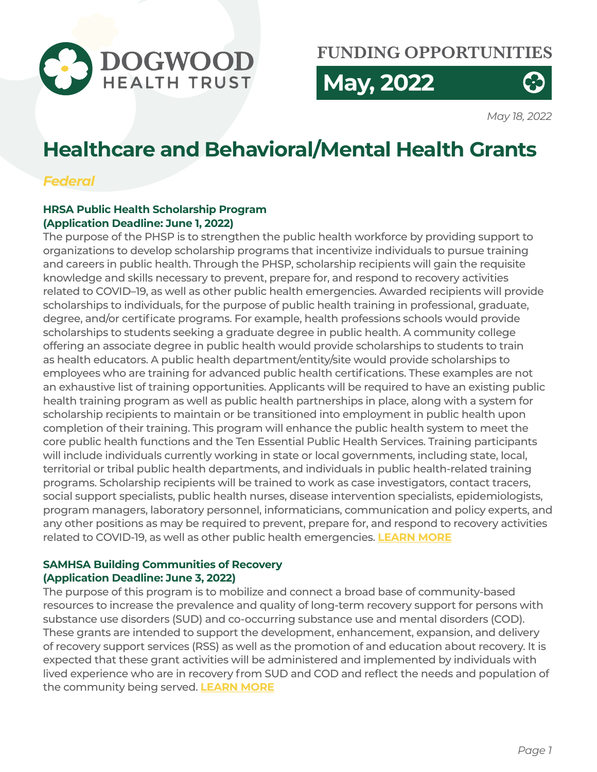DOGWOOD HEALTH TRUST

FUNDING OPPORTUNITIES

**May, 2022**

*May 18, 2022*

# Healthcare and Behavioral/Mental Health Grants

## *Federal*

### HRSA Public Health Scholarship Program (Application Deadline: June 1, 2022)

The purpose of the PHSP is to strengthen the public health workforce by providing support to organizations to develop scholarship programs that incentivize individuals to pursue training and careers in public health. Through the PHSP, scholarship recipients will gain the requisite knowledge and skills necessary to prevent, prepare for, and respond to recovery activities related to COVID–19, as well as other public health emergencies. Awarded recipients will provide scholarships to individuals, for the purpose of public health training in professional, graduate, degree, and/or certificate programs. For example, health professions schools would provide scholarships to students seeking a graduate degree in public health. A community college offering an associate degree in public health would provide scholarships to students to train as health educators. A public health department/entity/site would provide scholarships to employees who are training for advanced public health certifications. These examples are not an exhaustive list of training opportunities. Applicants will be required to have an existing public health training program as well as public health partnerships in place, along with a system for scholarship recipients to maintain or be transitioned into employment in public health upon completion of their training. This program will enhance the public health system to meet the core public health functions and the Ten Essential Public Health Services. Training participants will include individuals currently working in state or local governments, including state, local, territorial or tribal public health departments, and individuals in public health-related training programs. Scholarship recipients will be trained to work as case investigators, contact tracers, social support specialists, public health nurses, disease intervention specialists, epidemiologists, program managers, laboratory personnel, informaticians, communication and policy experts, and any other positions as may be required to prevent, prepare for, and respond to recovery activities related to COVID-19, as well as other public health emergencies. **LEARN MORE**

### SAMHSA Building Communities of Recovery (Application Deadline: June 3, 2022)

The purpose of this program is to mobilize and connect a broad base of community-based resources to increase the prevalence and quality of long-term recovery support for persons with substance use disorders (SUD) and co-occurring substance use and mental disorders (COD). These grants are intended to support the development, enhancement, expansion, and delivery of recovery support services (RSS) as well as the promotion of and education about recovery. It is expected that these grant activities will be administered and implemented by individuals with lived experience who are in recovery from SUD and COD and reflect the needs and population of the community being served. **LEARN MORE**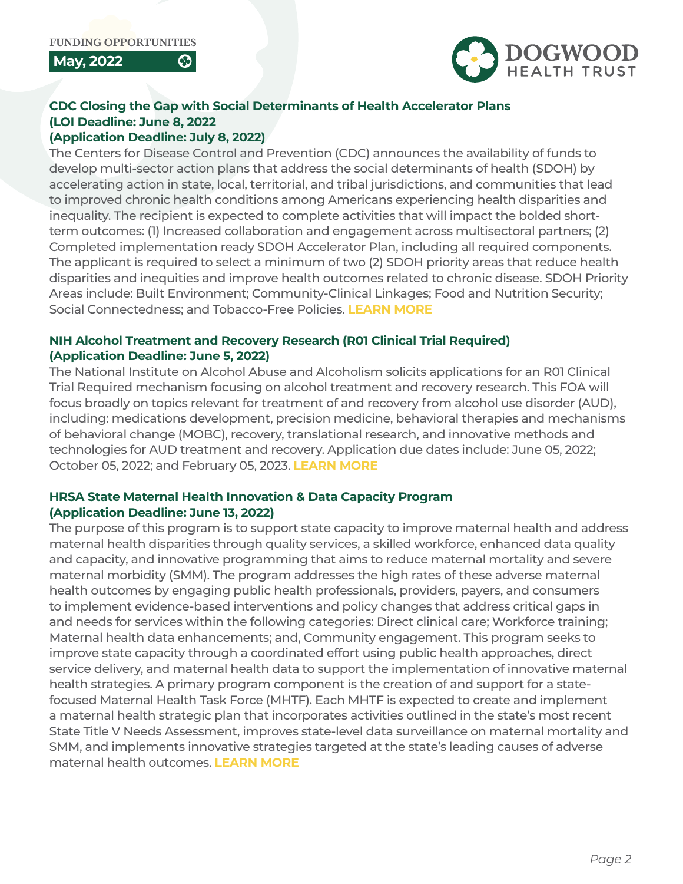### CDC Closing the Gap with Social Determinants of Health Accelerator Plans (LOI Deadline: June 8, 2022 (Application Deadline: July 8, 2022)

The Centers for Disease Control and Prevention (CDC) announces the availability of funds to develop multi-sector action plans that address the social determinants of health (SDOH) by accelerating action in state, local, territorial, and tribal jurisdictions, and communities that lead to improved chronic health conditions among Americans experiencing health disparities and inequality. The recipient is expected to complete activities that will impact the bolded short-term outcomes: (1) Increased collaboration and engagement across multisectoral partners; (2) Completed implementation ready SDOH Accelerator Plan, including all required components. The applicant is required to select a minimum of two (2) SDOH priority areas that reduce health disparities and inequities and improve health outcomes related to chronic disease. SDOH Priority Areas include: Built Environment; Community-Clinical Linkages; Food and Nutrition Security; Social Connectedness; and Tobacco-Free Policies. **LEARN MORE**

### NIH Alcohol Treatment and Recovery Research (R01 Clinical Trial Required) (Application Deadline: June 5, 2022)

The National Institute on Alcohol Abuse and Alcoholism solicits applications for an R01 Clinical Trial Required mechanism focusing on alcohol treatment and recovery research. This FOA will focus broadly on topics relevant for treatment of and recovery from alcohol use disorder (AUD), including: medications development, precision medicine, behavioral therapies and mechanisms of behavioral change (MOBC), recovery, translational research, and innovative methods and technologies for AUD treatment and recovery. Application due dates include: June 05, 2022; October 05, 2022; and February 05, 2023. **LEARN MORE**

### HRSA State Maternal Health Innovation & Data Capacity Program (Application Deadline: June 13, 2022)

The purpose of this program is to support state capacity to improve maternal health and address maternal health disparities through quality services, a skilled workforce, enhanced data quality and capacity, and innovative programming that aims to reduce maternal mortality and severe maternal morbidity (SMM). The program addresses the high rates of these adverse maternal health outcomes by engaging public health professionals, providers, payers, and consumers to implement evidence-based interventions and policy changes that address critical gaps in and needs for services within the following categories: Direct clinical care; Workforce training; Maternal health data enhancements; and, Community engagement. This program seeks to improve state capacity through a coordinated effort using public health approaches, direct service delivery, and maternal health data to support the implementation of innovative maternal health strategies. A primary program component is the creation of and support for a state-focused Maternal Health Task Force (MHTF). Each MHTF is expected to create and implement a maternal health strategic plan that incorporates activities outlined in the state's most recent State Title V Needs Assessment, improves state-level data surveillance on maternal mortality and SMM, and implements innovative strategies targeted at the state's leading causes of adverse maternal health outcomes. **LEARN MORE**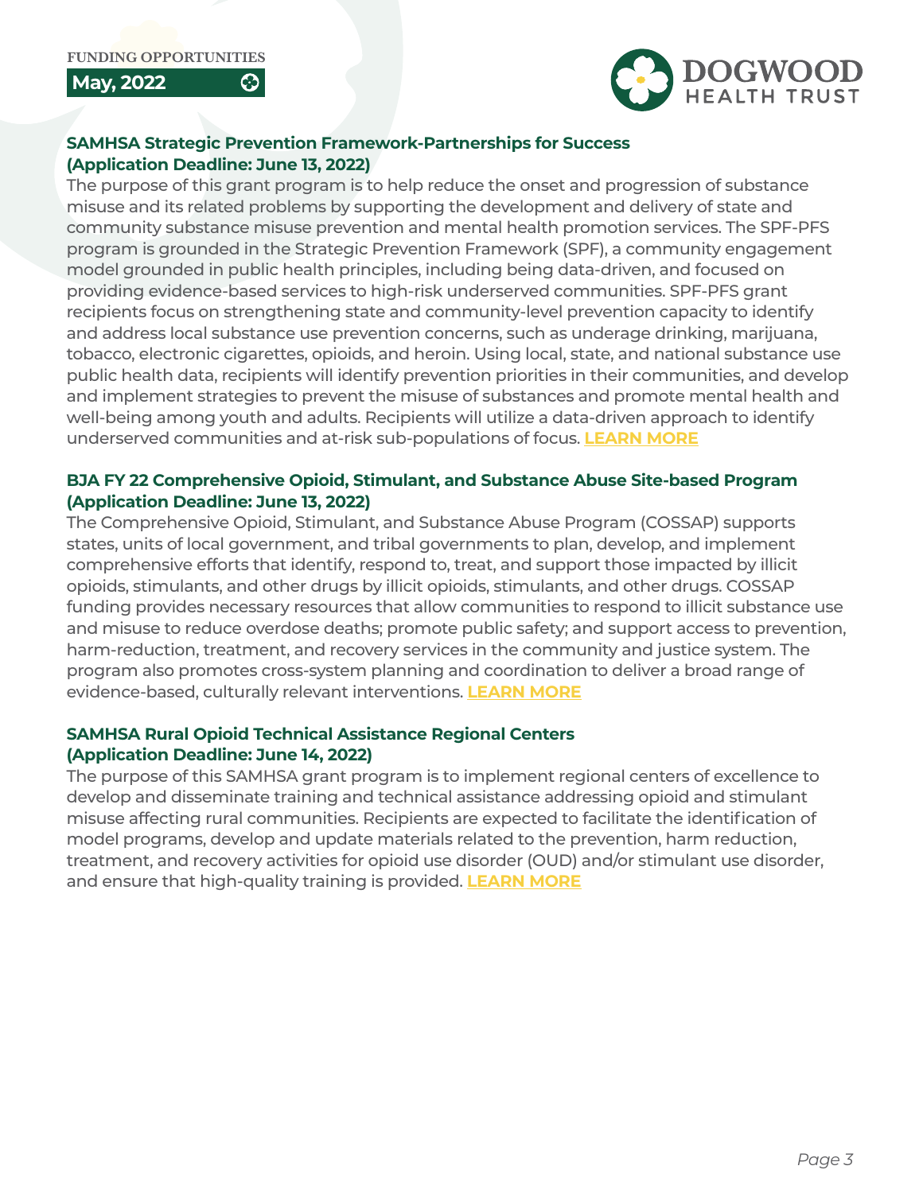### SAMHSA Strategic Prevention Framework-Partnerships for Success (Application Deadline: June 13, 2022)

The purpose of this grant program is to help reduce the onset and progression of substance misuse and its related problems by supporting the development and delivery of state and community substance misuse prevention and mental health promotion services. The SPF-PFS program is grounded in the Strategic Prevention Framework (SPF), a community engagement model grounded in public health principles, including being data-driven, and focused on providing evidence-based services to high-risk underserved communities. SPF-PFS grant recipients focus on strengthening state and community-level prevention capacity to identify and address local substance use prevention concerns, such as underage drinking, marijuana, tobacco, electronic cigarettes, opioids, and heroin. Using local, state, and national substance use public health data, recipients will identify prevention priorities in their communities, and develop and implement strategies to prevent the misuse of substances and promote mental health and well-being among youth and adults. Recipients will utilize a data-driven approach to identify underserved communities and at-risk sub-populations of focus. **LEARN MORE**

### BJA FY 22 Comprehensive Opioid, Stimulant, and Substance Abuse Site-based Program (Application Deadline: June 13, 2022)

The Comprehensive Opioid, Stimulant, and Substance Abuse Program (COSSAP) supports states, units of local government, and tribal governments to plan, develop, and implement comprehensive efforts that identify, respond to, treat, and support those impacted by illicit opioids, stimulants, and other drugs by illicit opioids, stimulants, and other drugs. COSSAP funding provides necessary resources that allow communities to respond to illicit substance use and misuse to reduce overdose deaths; promote public safety; and support access to prevention, harm-reduction, treatment, and recovery services in the community and justice system. The program also promotes cross-system planning and coordination to deliver a broad range of evidence-based, culturally relevant interventions. **LEARN MORE**

### SAMHSA Rural Opioid Technical Assistance Regional Centers (Application Deadline: June 14, 2022)

The purpose of this SAMHSA grant program is to implement regional centers of excellence to develop and disseminate training and technical assistance addressing opioid and stimulant misuse affecting rural communities. Recipients are expected to facilitate the identification of model programs, develop and update materials related to the prevention, harm reduction, treatment, and recovery activities for opioid use disorder (OUD) and/or stimulant use disorder, and ensure that high-quality training is provided. **LEARN MORE**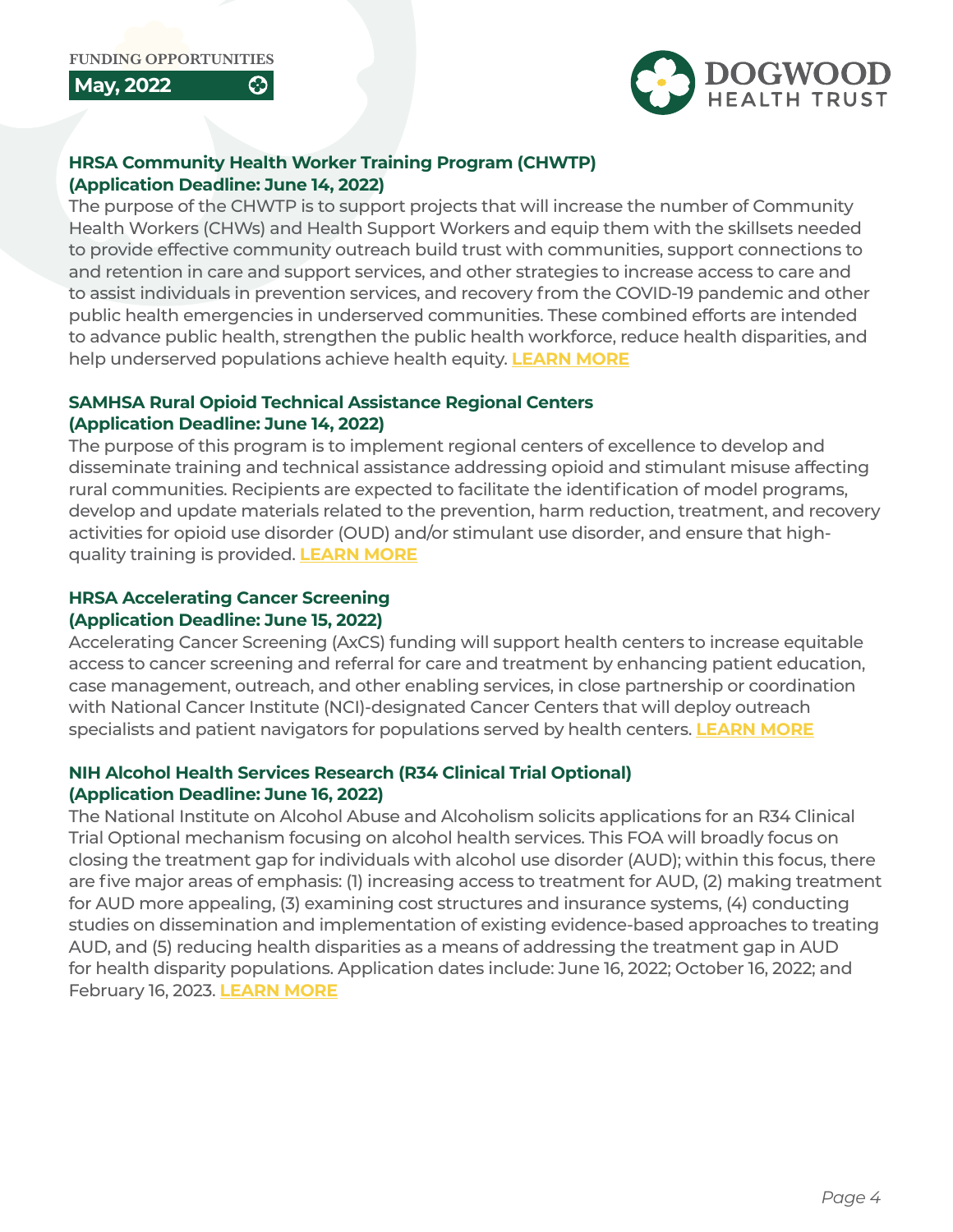### HRSA Community Health Worker Training Program (CHWTP) (Application Deadline: June 14, 2022)

The purpose of the CHWTP is to support projects that will increase the number of Community Health Workers (CHWs) and Health Support Workers and equip them with the skillsets needed to provide effective community outreach build trust with communities, support connections to and retention in care and support services, and other strategies to increase access to care and to assist individuals in prevention services, and recovery from the COVID-19 pandemic and other public health emergencies in underserved communities. These combined efforts are intended to advance public health, strengthen the public health workforce, reduce health disparities, and help underserved populations achieve health equity. **LEARN MORE**

### SAMHSA Rural Opioid Technical Assistance Regional Centers (Application Deadline: June 14, 2022)

The purpose of this program is to implement regional centers of excellence to develop and disseminate training and technical assistance addressing opioid and stimulant misuse affecting rural communities. Recipients are expected to facilitate the identification of model programs, develop and update materials related to the prevention, harm reduction, treatment, and recovery activities for opioid use disorder (OUD) and/or stimulant use disorder, and ensure that high-quality training is provided. **LEARN MORE**

### HRSA Accelerating Cancer Screening (Application Deadline: June 15, 2022)

Accelerating Cancer Screening (AxCS) funding will support health centers to increase equitable access to cancer screening and referral for care and treatment by enhancing patient education, case management, outreach, and other enabling services, in close partnership or coordination with National Cancer Institute (NCI)-designated Cancer Centers that will deploy outreach specialists and patient navigators for populations served by health centers. **LEARN MORE**

### NIH Alcohol Health Services Research (R34 Clinical Trial Optional) (Application Deadline: June 16, 2022)

The National Institute on Alcohol Abuse and Alcoholism solicits applications for an R34 Clinical Trial Optional mechanism focusing on alcohol health services. This FOA will broadly focus on closing the treatment gap for individuals with alcohol use disorder (AUD); within this focus, there are five major areas of emphasis: (1) increasing access to treatment for AUD, (2) making treatment for AUD more appealing, (3) examining cost structures and insurance systems, (4) conducting studies on dissemination and implementation of existing evidence-based approaches to treating AUD, and (5) reducing health disparities as a means of addressing the treatment gap in AUD for health disparity populations. Application dates include: June 16, 2022; October 16, 2022; and February 16, 2023. **LEARN MORE**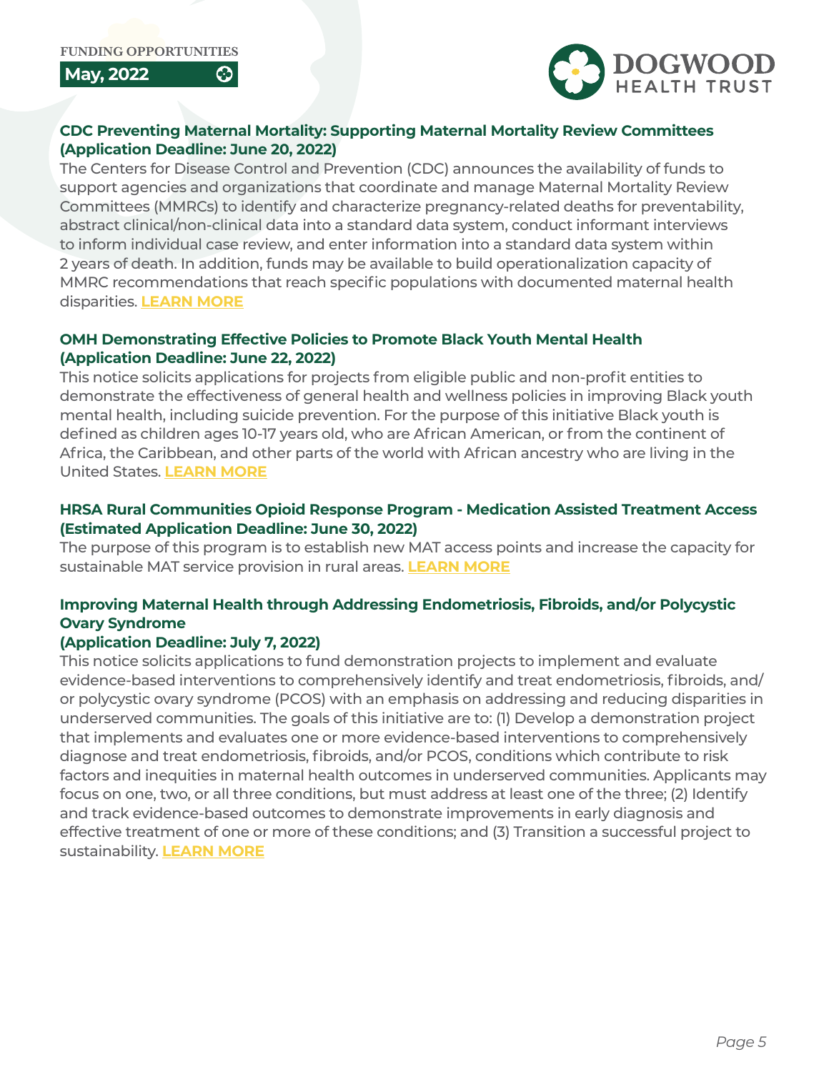### CDC Preventing Maternal Mortality: Supporting Maternal Mortality Review Committees (Application Deadline: June 20, 2022)

The Centers for Disease Control and Prevention (CDC) announces the availability of funds to support agencies and organizations that coordinate and manage Maternal Mortality Review Committees (MMRCs) to identify and characterize pregnancy-related deaths for preventability, abstract clinical/non-clinical data into a standard data system, conduct informant interviews to inform individual case review, and enter information into a standard data system within 2 years of death. In addition, funds may be available to build operationalization capacity of MMRC recommendations that reach specific populations with documented maternal health disparities. **LEARN MORE**

### OMH Demonstrating Effective Policies to Promote Black Youth Mental Health (Application Deadline: June 22, 2022)

This notice solicits applications for projects from eligible public and non-profit entities to demonstrate the effectiveness of general health and wellness policies in improving Black youth mental health, including suicide prevention. For the purpose of this initiative Black youth is defined as children ages 10-17 years old, who are African American, or from the continent of Africa, the Caribbean, and other parts of the world with African ancestry who are living in the United States. **LEARN MORE**

### HRSA Rural Communities Opioid Response Program - Medication Assisted Treatment Access (Estimated Application Deadline: June 30, 2022)

The purpose of this program is to establish new MAT access points and increase the capacity for sustainable MAT service provision in rural areas. **LEARN MORE**

### Improving Maternal Health through Addressing Endometriosis, Fibroids, and/or Polycystic Ovary Syndrome (Application Deadline: July 7, 2022)

This notice solicits applications to fund demonstration projects to implement and evaluate evidence-based interventions to comprehensively identify and treat endometriosis, fibroids, and/or polycystic ovary syndrome (PCOS) with an emphasis on addressing and reducing disparities in underserved communities. The goals of this initiative are to: (1) Develop a demonstration project that implements and evaluates one or more evidence-based interventions to comprehensively diagnose and treat endometriosis, fibroids, and/or PCOS, conditions which contribute to risk factors and inequities in maternal health outcomes in underserved communities. Applicants may focus on one, two, or all three conditions, but must address at least one of the three; (2) Identify and track evidence-based outcomes to demonstrate improvements in early diagnosis and effective treatment of one or more of these conditions; and (3) Transition a successful project to sustainability. **LEARN MORE**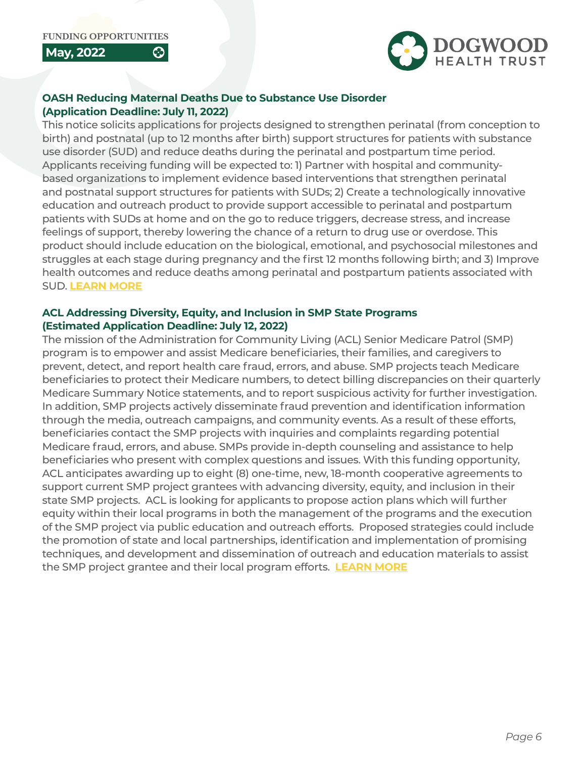### OASH Reducing Maternal Deaths Due to Substance Use Disorder (Application Deadline: July 11, 2022)

This notice solicits applications for projects designed to strengthen perinatal (from conception to birth) and postnatal (up to 12 months after birth) support structures for patients with substance use disorder (SUD) and reduce deaths during the perinatal and postpartum time period. Applicants receiving funding will be expected to: 1) Partner with hospital and community-based organizations to implement evidence based interventions that strengthen perinatal and postnatal support structures for patients with SUDs; 2) Create a technologically innovative education and outreach product to provide support accessible to perinatal and postpartum patients with SUDs at home and on the go to reduce triggers, decrease stress, and increase feelings of support, thereby lowering the chance of a return to drug use or overdose. This product should include education on the biological, emotional, and psychosocial milestones and struggles at each stage during pregnancy and the first 12 months following birth; and 3) Improve health outcomes and reduce deaths among perinatal and postpartum patients associated with SUD. **LEARN MORE**

### ACL Addressing Diversity, Equity, and Inclusion in SMP State Programs (Estimated Application Deadline: July 12, 2022)

The mission of the Administration for Community Living (ACL) Senior Medicare Patrol (SMP) program is to empower and assist Medicare beneficiaries, their families, and caregivers to prevent, detect, and report health care fraud, errors, and abuse. SMP projects teach Medicare beneficiaries to protect their Medicare numbers, to detect billing discrepancies on their quarterly Medicare Summary Notice statements, and to report suspicious activity for further investigation. In addition, SMP projects actively disseminate fraud prevention and identification information through the media, outreach campaigns, and community events. As a result of these efforts, beneficiaries contact the SMP projects with inquiries and complaints regarding potential Medicare fraud, errors, and abuse. SMPs provide in-depth counseling and assistance to help beneficiaries who present with complex questions and issues. With this funding opportunity, ACL anticipates awarding up to eight (8) one-time, new, 18-month cooperative agreements to support current SMP project grantees with advancing diversity, equity, and inclusion in their state SMP projects. ACL is looking for applicants to propose action plans which will further equity within their local programs in both the management of the programs and the execution of the SMP project via public education and outreach efforts. Proposed strategies could include the promotion of state and local partnerships, identification and implementation of promising techniques, and development and dissemination of outreach and education materials to assist the SMP project grantee and their local program efforts. **LEARN MORE**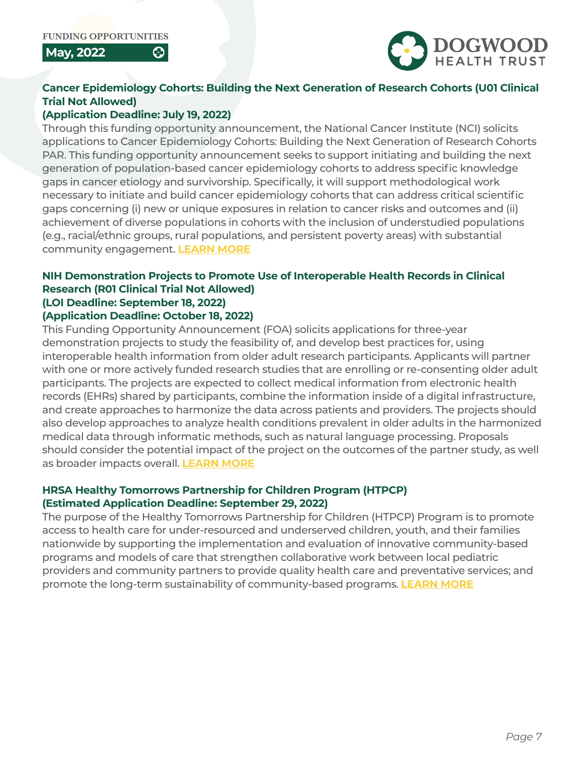### Cancer Epidemiology Cohorts: Building the Next Generation of Research Cohorts (U01 Clinical Trial Not Allowed)
### (Application Deadline: July 19, 2022)

Through this funding opportunity announcement, the National Cancer Institute (NCI) solicits applications to Cancer Epidemiology Cohorts: Building the Next Generation of Research Cohorts PAR. This funding opportunity announcement seeks to support initiating and building the next generation of population-based cancer epidemiology cohorts to address specific knowledge gaps in cancer etiology and survivorship. Specifically, it will support methodological work necessary to initiate and build cancer epidemiology cohorts that can address critical scientific gaps concerning (i) new or unique exposures in relation to cancer risks and outcomes and (ii) achievement of diverse populations in cohorts with the inclusion of understudied populations (e.g., racial/ethnic groups, rural populations, and persistent poverty areas) with substantial community engagement. **LEARN MORE**

### NIH Demonstration Projects to Promote Use of Interoperable Health Records in Clinical Research (R01 Clinical Trial Not Allowed)
### (LOI Deadline: September 18, 2022)
### (Application Deadline: October 18, 2022)

This Funding Opportunity Announcement (FOA) solicits applications for three-year demonstration projects to study the feasibility of, and develop best practices for, using interoperable health information from older adult research participants. Applicants will partner with one or more actively funded research studies that are enrolling or re-consenting older adult participants. The projects are expected to collect medical information from electronic health records (EHRs) shared by participants, combine the information inside of a digital infrastructure, and create approaches to harmonize the data across patients and providers. The projects should also develop approaches to analyze health conditions prevalent in older adults in the harmonized medical data through informatic methods, such as natural language processing. Proposals should consider the potential impact of the project on the outcomes of the partner study, as well as broader impacts overall. **LEARN MORE**

### HRSA Healthy Tomorrows Partnership for Children Program (HTPCP)
### (Estimated Application Deadline: September 29, 2022)

The purpose of the Healthy Tomorrows Partnership for Children (HTPCP) Program is to promote access to health care for under-resourced and underserved children, youth, and their families nationwide by supporting the implementation and evaluation of innovative community-based programs and models of care that strengthen collaborative work between local pediatric providers and community partners to provide quality health care and preventative services; and promote the long-term sustainability of community-based programs. **LEARN MORE**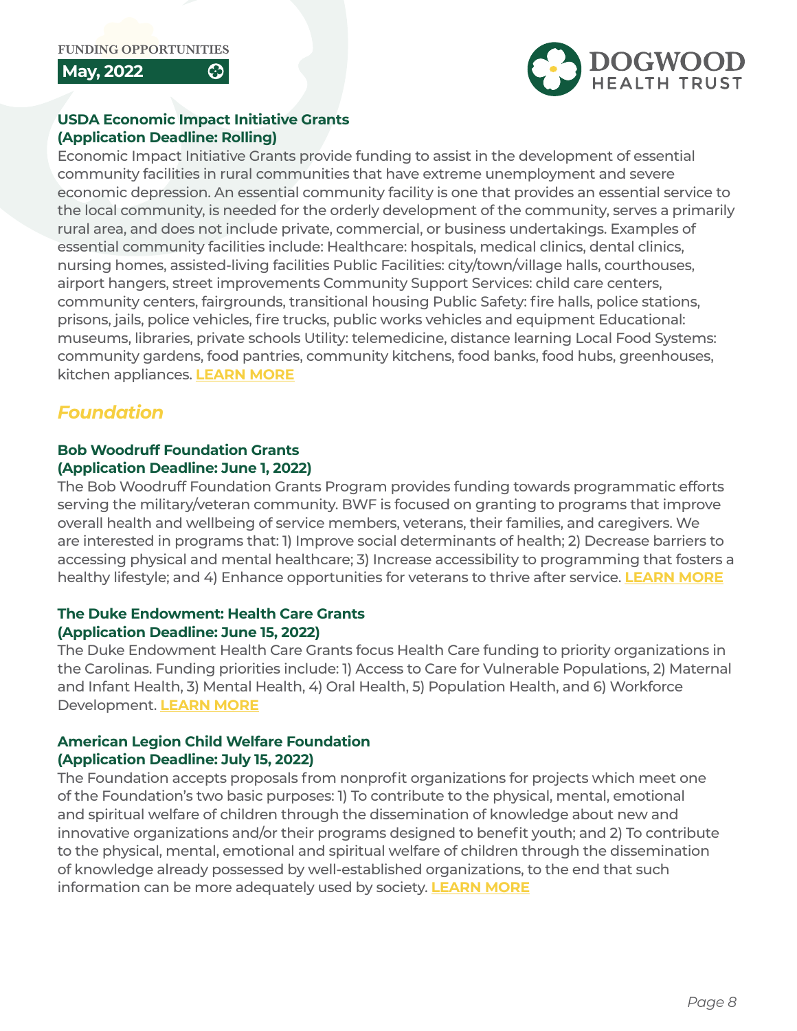### USDA Economic Impact Initiative Grants
### (Application Deadline: Rolling)

Economic Impact Initiative Grants provide funding to assist in the development of essential community facilities in rural communities that have extreme unemployment and severe economic depression. An essential community facility is one that provides an essential service to the local community, is needed for the orderly development of the community, serves a primarily rural area, and does not include private, commercial, or business undertakings. Examples of essential community facilities include: Healthcare: hospitals, medical clinics, dental clinics, nursing homes, assisted-living facilities Public Facilities: city/town/village halls, courthouses, airport hangers, street improvements Community Support Services: child care centers, community centers, fairgrounds, transitional housing Public Safety: fire halls, police stations, prisons, jails, police vehicles, fire trucks, public works vehicles and equipment Educational: museums, libraries, private schools Utility: telemedicine, distance learning Local Food Systems: community gardens, food pantries, community kitchens, food banks, food hubs, greenhouses, kitchen appliances. **LEARN MORE**

## *Foundation*

### Bob Woodruff Foundation Grants
### (Application Deadline: June 1, 2022)

The Bob Woodruff Foundation Grants Program provides funding towards programmatic efforts serving the military/veteran community. BWF is focused on granting to programs that improve overall health and wellbeing of service members, veterans, their families, and caregivers. We are interested in programs that: 1) Improve social determinants of health; 2) Decrease barriers to accessing physical and mental healthcare; 3) Increase accessibility to programming that fosters a healthy lifestyle; and 4) Enhance opportunities for veterans to thrive after service. **LEARN MORE**

### The Duke Endowment: Health Care Grants
### (Application Deadline: June 15, 2022)

The Duke Endowment Health Care Grants focus Health Care funding to priority organizations in the Carolinas. Funding priorities include: 1) Access to Care for Vulnerable Populations, 2) Maternal and Infant Health, 3) Mental Health, 4) Oral Health, 5) Population Health, and 6) Workforce Development. **LEARN MORE**

### American Legion Child Welfare Foundation
### (Application Deadline: July 15, 2022)

The Foundation accepts proposals from nonprofit organizations for projects which meet one of the Foundation's two basic purposes: 1) To contribute to the physical, mental, emotional and spiritual welfare of children through the dissemination of knowledge about new and innovative organizations and/or their programs designed to benefit youth; and 2) To contribute to the physical, mental, emotional and spiritual welfare of children through the dissemination of knowledge already possessed by well-established organizations, to the end that such information can be more adequately used by society. **LEARN MORE**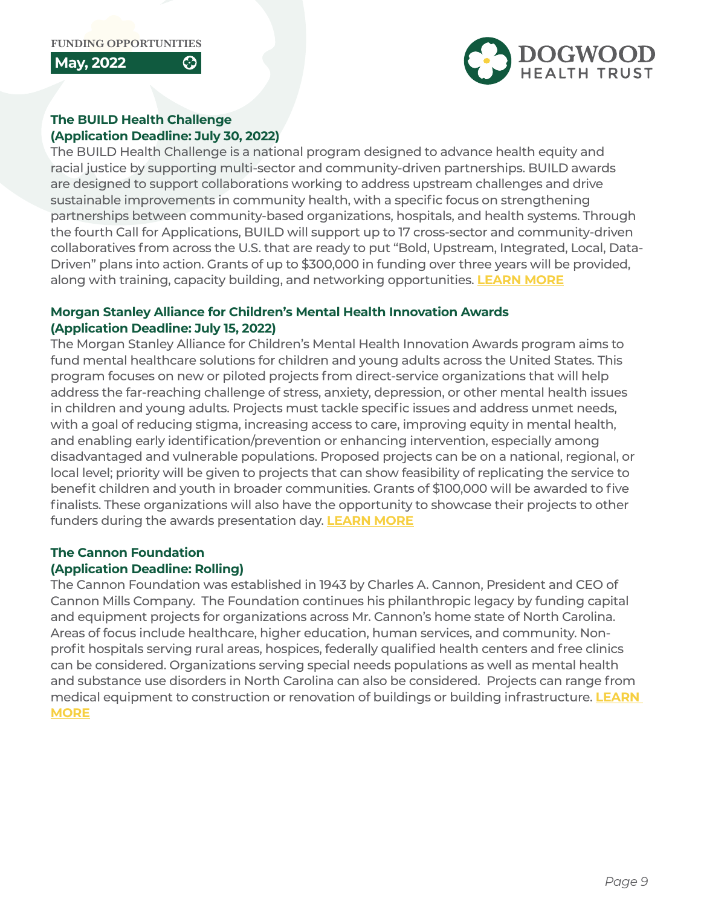### The BUILD Health Challenge (Application Deadline: July 30, 2022)

The BUILD Health Challenge is a national program designed to advance health equity and racial justice by supporting multi-sector and community-driven partnerships. BUILD awards are designed to support collaborations working to address upstream challenges and drive sustainable improvements in community health, with a specific focus on strengthening partnerships between community-based organizations, hospitals, and health systems. Through the fourth Call for Applications, BUILD will support up to 17 cross-sector and community-driven collaboratives from across the U.S. that are ready to put "Bold, Upstream, Integrated, Local, Data-Driven" plans into action. Grants of up to $300,000 in funding over three years will be provided, along with training, capacity building, and networking opportunities. **LEARN MORE**

### Morgan Stanley Alliance for Children's Mental Health Innovation Awards (Application Deadline: July 15, 2022)

The Morgan Stanley Alliance for Children's Mental Health Innovation Awards program aims to fund mental healthcare solutions for children and young adults across the United States. This program focuses on new or piloted projects from direct-service organizations that will help address the far-reaching challenge of stress, anxiety, depression, or other mental health issues in children and young adults. Projects must tackle specific issues and address unmet needs, with a goal of reducing stigma, increasing access to care, improving equity in mental health, and enabling early identification/prevention or enhancing intervention, especially among disadvantaged and vulnerable populations. Proposed projects can be on a national, regional, or local level; priority will be given to projects that can show feasibility of replicating the service to benefit children and youth in broader communities. Grants of $100,000 will be awarded to five finalists. These organizations will also have the opportunity to showcase their projects to other funders during the awards presentation day. **LEARN MORE**

### The Cannon Foundation (Application Deadline: Rolling)

The Cannon Foundation was established in 1943 by Charles A. Cannon, President and CEO of Cannon Mills Company. The Foundation continues his philanthropic legacy by funding capital and equipment projects for organizations across Mr. Cannon's home state of North Carolina. Areas of focus include healthcare, higher education, human services, and community. Non-profit hospitals serving rural areas, hospices, federally qualified health centers and free clinics can be considered. Organizations serving special needs populations as well as mental health and substance use disorders in North Carolina can also be considered. Projects can range from medical equipment to construction or renovation of buildings or building infrastructure. **LEARN MORE**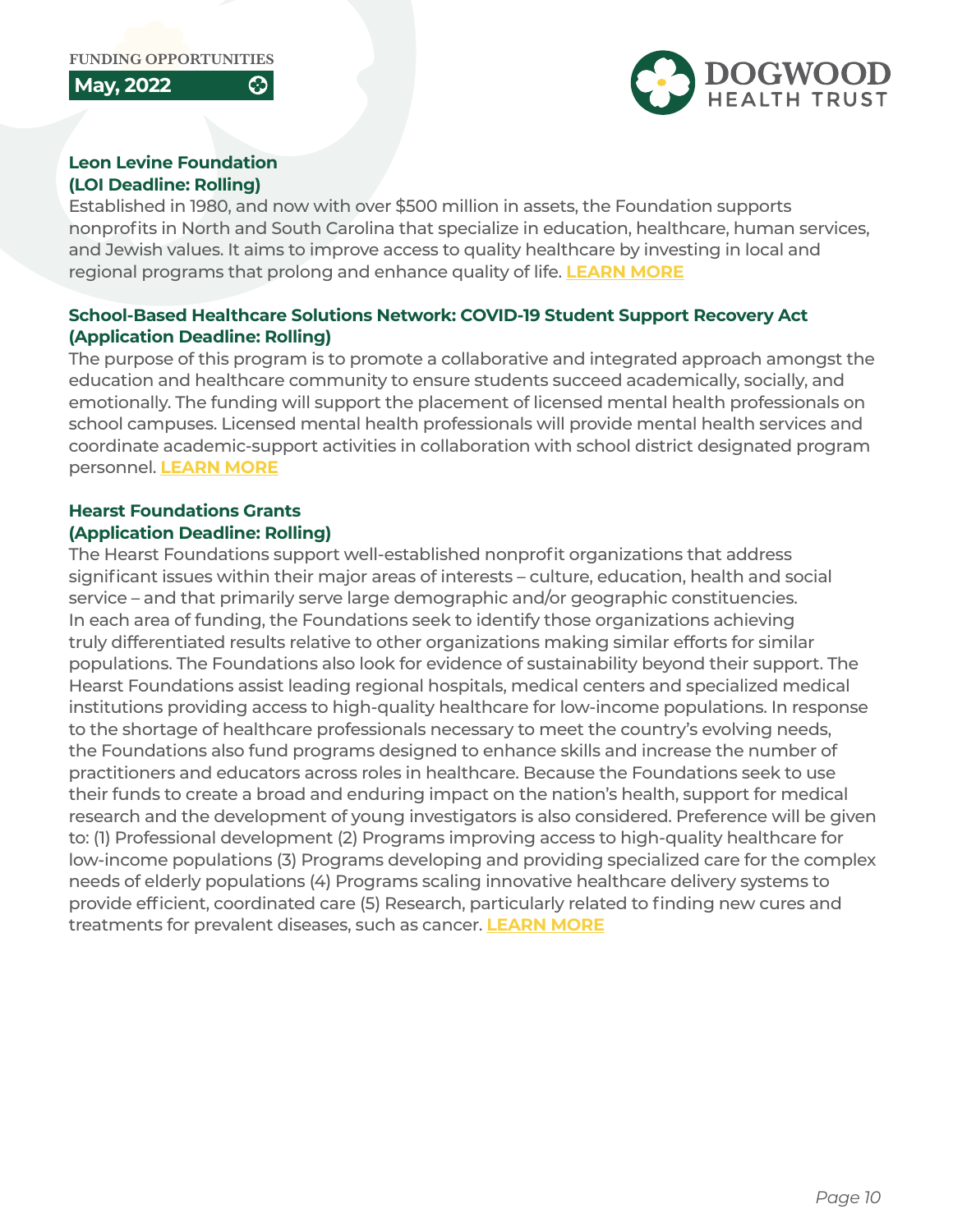**Leon Levine Foundation**
**(LOI Deadline: Rolling)**

Established in 1980, and now with over $500 million in assets, the Foundation supports nonprofits in North and South Carolina that specialize in education, healthcare, human services, and Jewish values. It aims to improve access to quality healthcare by investing in local and regional programs that prolong and enhance quality of life. **LEARN MORE**

**School-Based Healthcare Solutions Network: COVID-19 Student Support Recovery Act**
**(Application Deadline: Rolling)**

The purpose of this program is to promote a collaborative and integrated approach amongst the education and healthcare community to ensure students succeed academically, socially, and emotionally. The funding will support the placement of licensed mental health professionals on school campuses. Licensed mental health professionals will provide mental health services and coordinate academic-support activities in collaboration with school district designated program personnel. **LEARN MORE**

**Hearst Foundations Grants**
**(Application Deadline: Rolling)**

The Hearst Foundations support well-established nonprofit organizations that address significant issues within their major areas of interests – culture, education, health and social service – and that primarily serve large demographic and/or geographic constituencies. In each area of funding, the Foundations seek to identify those organizations achieving truly differentiated results relative to other organizations making similar efforts for similar populations. The Foundations also look for evidence of sustainability beyond their support. The Hearst Foundations assist leading regional hospitals, medical centers and specialized medical institutions providing access to high-quality healthcare for low-income populations. In response to the shortage of healthcare professionals necessary to meet the country's evolving needs, the Foundations also fund programs designed to enhance skills and increase the number of practitioners and educators across roles in healthcare. Because the Foundations seek to use their funds to create a broad and enduring impact on the nation's health, support for medical research and the development of young investigators is also considered. Preference will be given to: (1) Professional development (2) Programs improving access to high-quality healthcare for low-income populations (3) Programs developing and providing specialized care for the complex needs of elderly populations (4) Programs scaling innovative healthcare delivery systems to provide efficient, coordinated care (5) Research, particularly related to finding new cures and treatments for prevalent diseases, such as cancer. **LEARN MORE**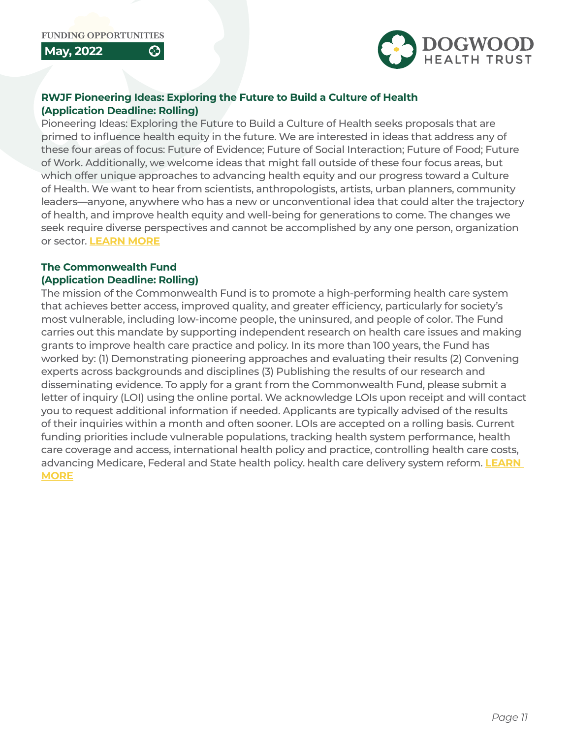### RWJF Pioneering Ideas: Exploring the Future to Build a Culture of Health (Application Deadline: Rolling)

Pioneering Ideas: Exploring the Future to Build a Culture of Health seeks proposals that are primed to influence health equity in the future. We are interested in ideas that address any of these four areas of focus: Future of Evidence; Future of Social Interaction; Future of Food; Future of Work. Additionally, we welcome ideas that might fall outside of these four focus areas, but which offer unique approaches to advancing health equity and our progress toward a Culture of Health. We want to hear from scientists, anthropologists, artists, urban planners, community leaders—anyone, anywhere who has a new or unconventional idea that could alter the trajectory of health, and improve health equity and well-being for generations to come. The changes we seek require diverse perspectives and cannot be accomplished by any one person, organization or sector. **LEARN MORE**

### The Commonwealth Fund (Application Deadline: Rolling)

The mission of the Commonwealth Fund is to promote a high-performing health care system that achieves better access, improved quality, and greater efficiency, particularly for society's most vulnerable, including low-income people, the uninsured, and people of color. The Fund carries out this mandate by supporting independent research on health care issues and making grants to improve health care practice and policy. In its more than 100 years, the Fund has worked by: (1) Demonstrating pioneering approaches and evaluating their results (2) Convening experts across backgrounds and disciplines (3) Publishing the results of our research and disseminating evidence. To apply for a grant from the Commonwealth Fund, please submit a letter of inquiry (LOI) using the online portal. We acknowledge LOIs upon receipt and will contact you to request additional information if needed. Applicants are typically advised of the results of their inquiries within a month and often sooner. LOIs are accepted on a rolling basis. Current funding priorities include vulnerable populations, tracking health system performance, health care coverage and access, international health policy and practice, controlling health care costs, advancing Medicare, Federal and State health policy. health care delivery system reform. **LEARN MORE**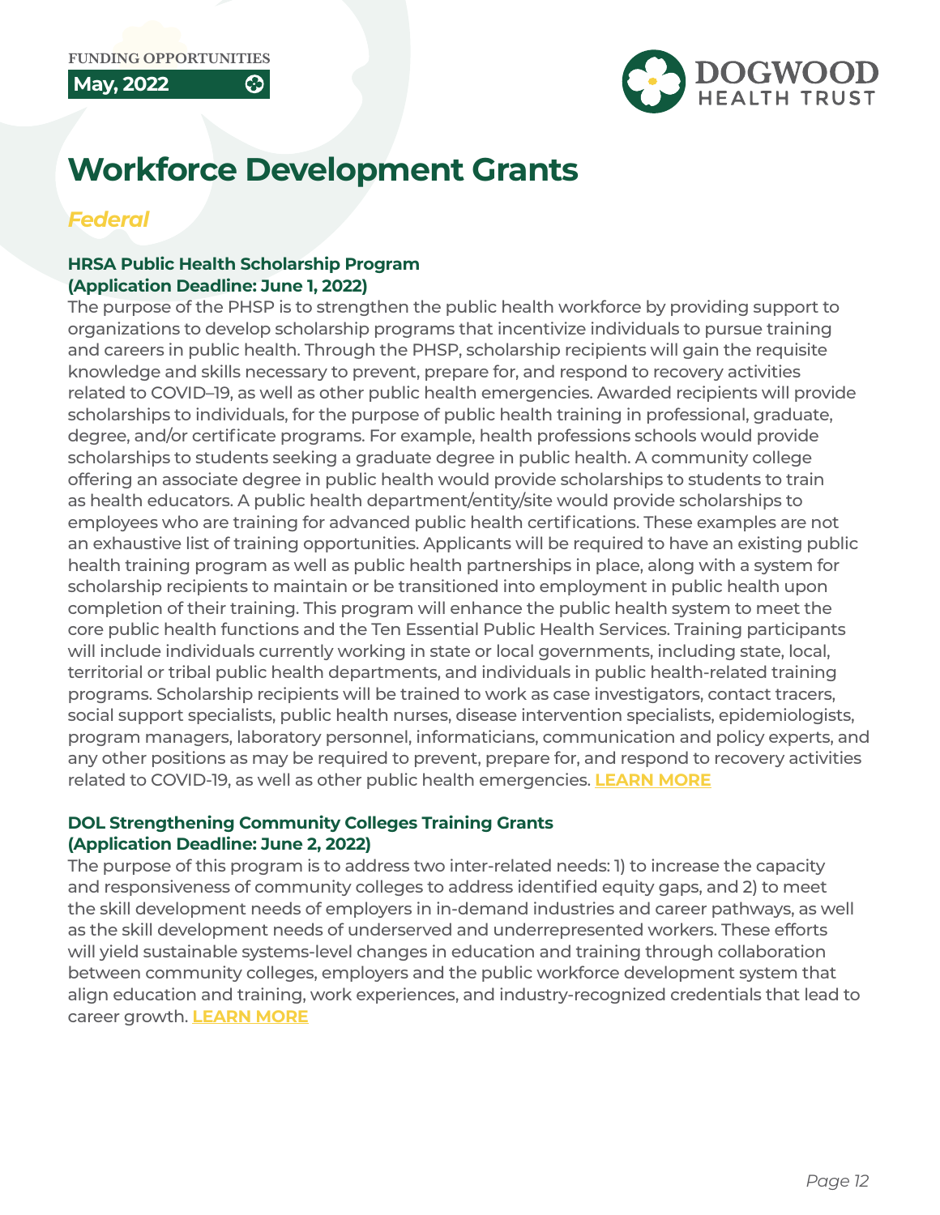# Workforce Development Grants

## *Federal*

### HRSA Public Health Scholarship Program (Application Deadline: June 1, 2022)

The purpose of the PHSP is to strengthen the public health workforce by providing support to organizations to develop scholarship programs that incentivize individuals to pursue training and careers in public health. Through the PHSP, scholarship recipients will gain the requisite knowledge and skills necessary to prevent, prepare for, and respond to recovery activities related to COVID–19, as well as other public health emergencies. Awarded recipients will provide scholarships to individuals, for the purpose of public health training in professional, graduate, degree, and/or certificate programs. For example, health professions schools would provide scholarships to students seeking a graduate degree in public health. A community college offering an associate degree in public health would provide scholarships to students to train as health educators. A public health department/entity/site would provide scholarships to employees who are training for advanced public health certifications. These examples are not an exhaustive list of training opportunities. Applicants will be required to have an existing public health training program as well as public health partnerships in place, along with a system for scholarship recipients to maintain or be transitioned into employment in public health upon completion of their training. This program will enhance the public health system to meet the core public health functions and the Ten Essential Public Health Services. Training participants will include individuals currently working in state or local governments, including state, local, territorial or tribal public health departments, and individuals in public health-related training programs. Scholarship recipients will be trained to work as case investigators, contact tracers, social support specialists, public health nurses, disease intervention specialists, epidemiologists, program managers, laboratory personnel, informaticians, communication and policy experts, and any other positions as may be required to prevent, prepare for, and respond to recovery activities related to COVID-19, as well as other public health emergencies. **LEARN MORE**

### DOL Strengthening Community Colleges Training Grants (Application Deadline: June 2, 2022)

The purpose of this program is to address two inter-related needs: 1) to increase the capacity and responsiveness of community colleges to address identified equity gaps, and 2) to meet the skill development needs of employers in in-demand industries and career pathways, as well as the skill development needs of underserved and underrepresented workers. These efforts will yield sustainable systems-level changes in education and training through collaboration between community colleges, employers and the public workforce development system that align education and training, work experiences, and industry-recognized credentials that lead to career growth. **LEARN MORE**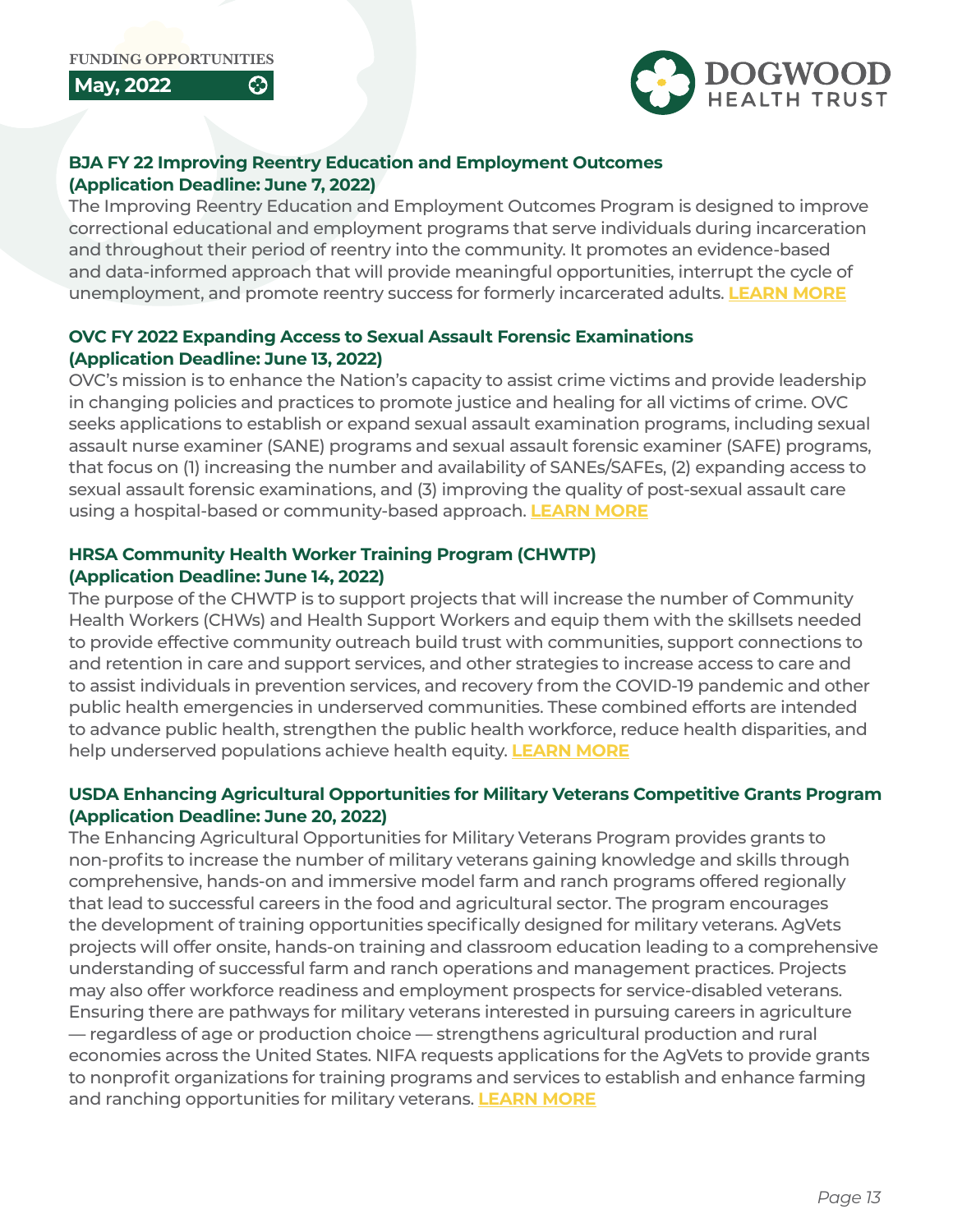### BJA FY 22 Improving Reentry Education and Employment Outcomes (Application Deadline: June 7, 2022)

The Improving Reentry Education and Employment Outcomes Program is designed to improve correctional educational and employment programs that serve individuals during incarceration and throughout their period of reentry into the community. It promotes an evidence-based and data-informed approach that will provide meaningful opportunities, interrupt the cycle of unemployment, and promote reentry success for formerly incarcerated adults. **LEARN MORE**

### OVC FY 2022 Expanding Access to Sexual Assault Forensic Examinations (Application Deadline: June 13, 2022)

OVC's mission is to enhance the Nation's capacity to assist crime victims and provide leadership in changing policies and practices to promote justice and healing for all victims of crime. OVC seeks applications to establish or expand sexual assault examination programs, including sexual assault nurse examiner (SANE) programs and sexual assault forensic examiner (SAFE) programs, that focus on (1) increasing the number and availability of SANEs/SAFEs, (2) expanding access to sexual assault forensic examinations, and (3) improving the quality of post-sexual assault care using a hospital-based or community-based approach. **LEARN MORE**

### HRSA Community Health Worker Training Program (CHWTP) (Application Deadline: June 14, 2022)

The purpose of the CHWTP is to support projects that will increase the number of Community Health Workers (CHWs) and Health Support Workers and equip them with the skillsets needed to provide effective community outreach build trust with communities, support connections to and retention in care and support services, and other strategies to increase access to care and to assist individuals in prevention services, and recovery from the COVID-19 pandemic and other public health emergencies in underserved communities. These combined efforts are intended to advance public health, strengthen the public health workforce, reduce health disparities, and help underserved populations achieve health equity. **LEARN MORE**

### USDA Enhancing Agricultural Opportunities for Military Veterans Competitive Grants Program (Application Deadline: June 20, 2022)

The Enhancing Agricultural Opportunities for Military Veterans Program provides grants to non-profits to increase the number of military veterans gaining knowledge and skills through comprehensive, hands-on and immersive model farm and ranch programs offered regionally that lead to successful careers in the food and agricultural sector. The program encourages the development of training opportunities specifically designed for military veterans. AgVets projects will offer onsite, hands-on training and classroom education leading to a comprehensive understanding of successful farm and ranch operations and management practices. Projects may also offer workforce readiness and employment prospects for service-disabled veterans. Ensuring there are pathways for military veterans interested in pursuing careers in agriculture — regardless of age or production choice — strengthens agricultural production and rural economies across the United States. NIFA requests applications for the AgVets to provide grants to nonprofit organizations for training programs and services to establish and enhance farming and ranching opportunities for military veterans. **LEARN MORE**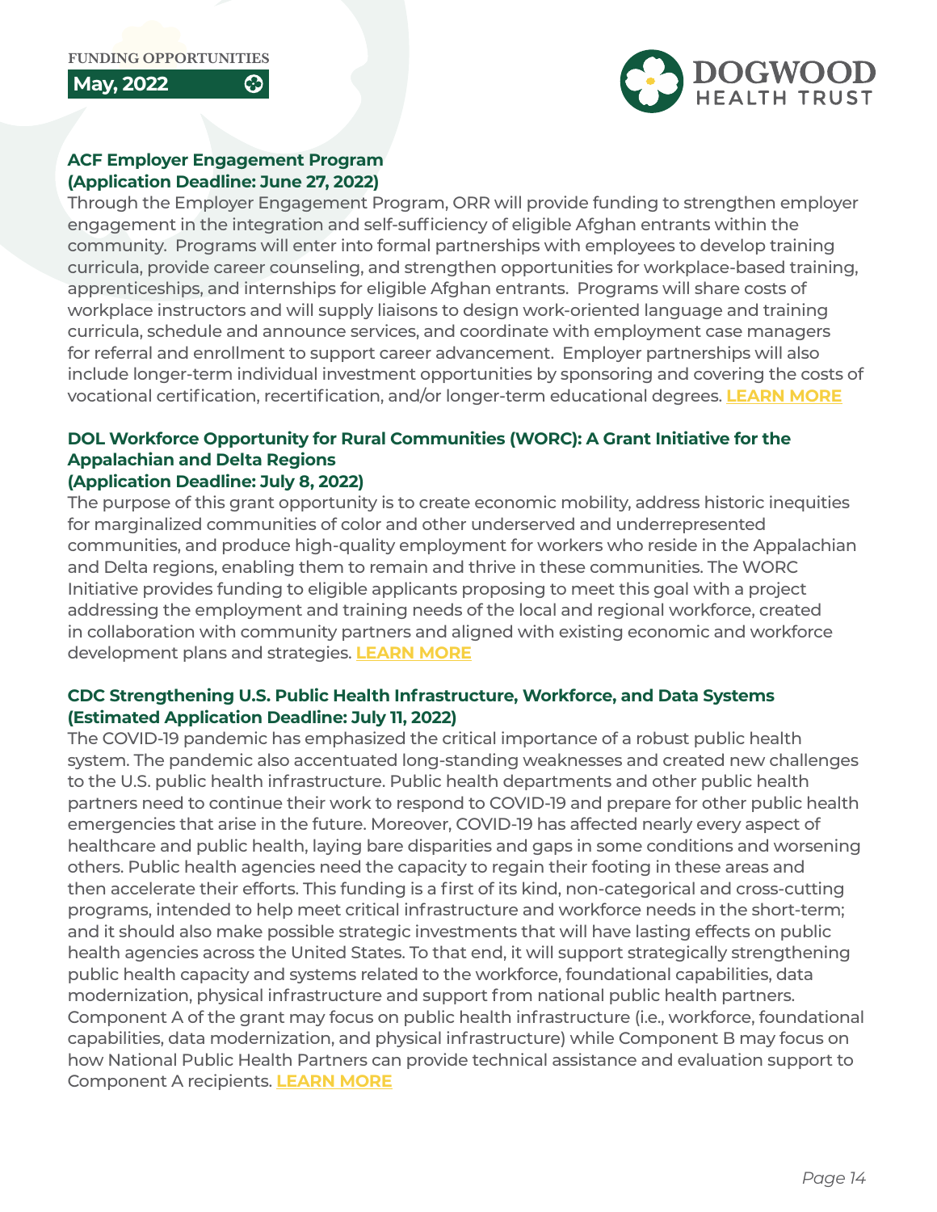### ACF Employer Engagement Program (Application Deadline: June 27, 2022)

Through the Employer Engagement Program, ORR will provide funding to strengthen employer engagement in the integration and self-sufficiency of eligible Afghan entrants within the community. Programs will enter into formal partnerships with employees to develop training curricula, provide career counseling, and strengthen opportunities for workplace-based training, apprenticeships, and internships for eligible Afghan entrants. Programs will share costs of workplace instructors and will supply liaisons to design work-oriented language and training curricula, schedule and announce services, and coordinate with employment case managers for referral and enrollment to support career advancement. Employer partnerships will also include longer-term individual investment opportunities by sponsoring and covering the costs of vocational certification, recertification, and/or longer-term educational degrees. **LEARN MORE**

### DOL Workforce Opportunity for Rural Communities (WORC): A Grant Initiative for the Appalachian and Delta Regions (Application Deadline: July 8, 2022)

The purpose of this grant opportunity is to create economic mobility, address historic inequities for marginalized communities of color and other underserved and underrepresented communities, and produce high-quality employment for workers who reside in the Appalachian and Delta regions, enabling them to remain and thrive in these communities. The WORC Initiative provides funding to eligible applicants proposing to meet this goal with a project addressing the employment and training needs of the local and regional workforce, created in collaboration with community partners and aligned with existing economic and workforce development plans and strategies. **LEARN MORE**

### CDC Strengthening U.S. Public Health Infrastructure, Workforce, and Data Systems (Estimated Application Deadline: July 11, 2022)

The COVID-19 pandemic has emphasized the critical importance of a robust public health system. The pandemic also accentuated long-standing weaknesses and created new challenges to the U.S. public health infrastructure. Public health departments and other public health partners need to continue their work to respond to COVID-19 and prepare for other public health emergencies that arise in the future. Moreover, COVID-19 has affected nearly every aspect of healthcare and public health, laying bare disparities and gaps in some conditions and worsening others. Public health agencies need the capacity to regain their footing in these areas and then accelerate their efforts. This funding is a first of its kind, non-categorical and cross-cutting programs, intended to help meet critical infrastructure and workforce needs in the short-term; and it should also make possible strategic investments that will have lasting effects on public health agencies across the United States. To that end, it will support strategically strengthening public health capacity and systems related to the workforce, foundational capabilities, data modernization, physical infrastructure and support from national public health partners. Component A of the grant may focus on public health infrastructure (i.e., workforce, foundational capabilities, data modernization, and physical infrastructure) while Component B may focus on how National Public Health Partners can provide technical assistance and evaluation support to Component A recipients. **LEARN MORE**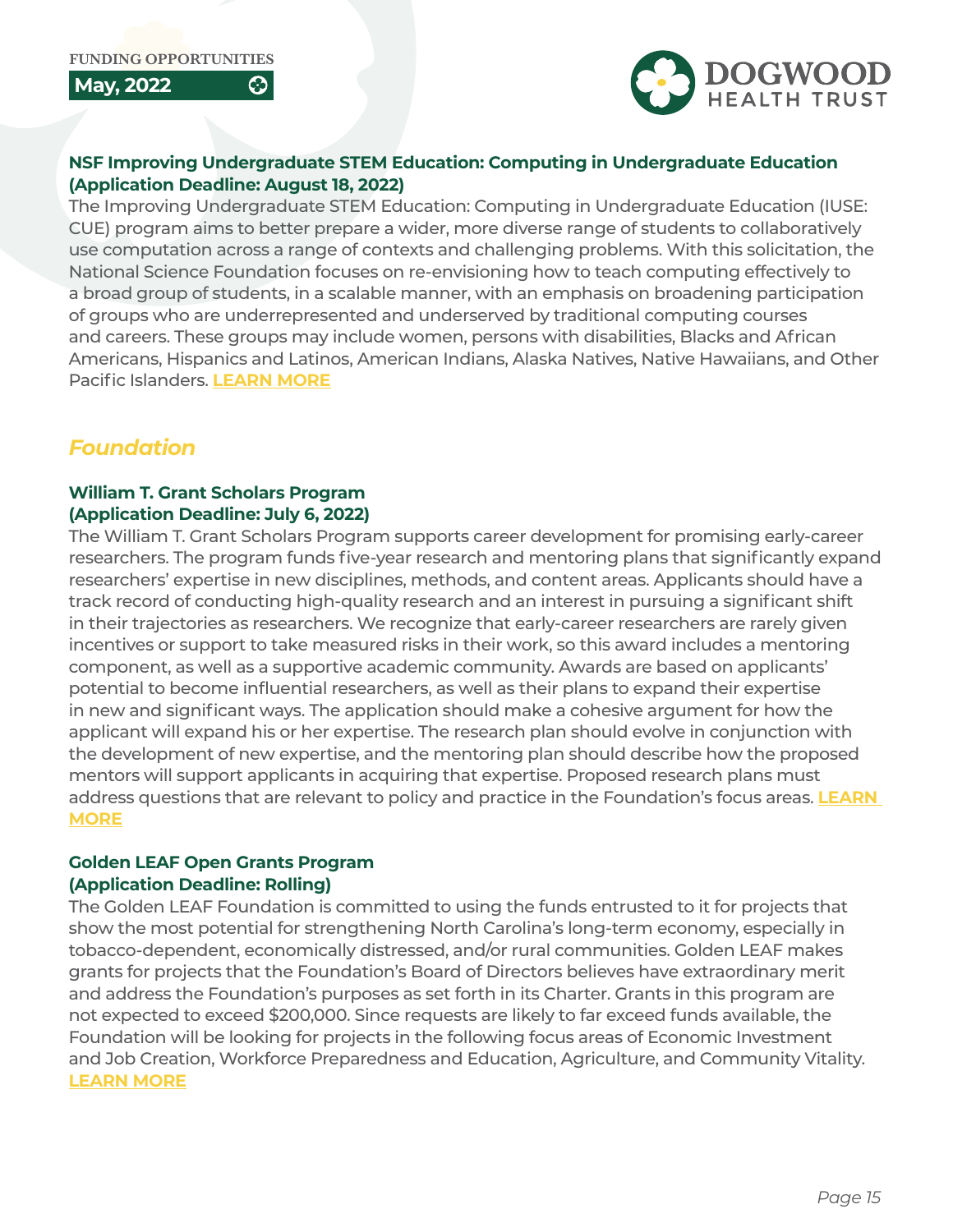### NSF Improving Undergraduate STEM Education: Computing in Undergraduate Education (Application Deadline: August 18, 2022)

The Improving Undergraduate STEM Education: Computing in Undergraduate Education (IUSE: CUE) program aims to better prepare a wider, more diverse range of students to collaboratively use computation across a range of contexts and challenging problems. With this solicitation, the National Science Foundation focuses on re-envisioning how to teach computing effectively to a broad group of students, in a scalable manner, with an emphasis on broadening participation of groups who are underrepresented and underserved by traditional computing courses and careers. These groups may include women, persons with disabilities, Blacks and African Americans, Hispanics and Latinos, American Indians, Alaska Natives, Native Hawaiians, and Other Pacific Islanders. **LEARN MORE**

## *Foundation*

### William T. Grant Scholars Program (Application Deadline: July 6, 2022)

The William T. Grant Scholars Program supports career development for promising early-career researchers. The program funds five-year research and mentoring plans that significantly expand researchers' expertise in new disciplines, methods, and content areas. Applicants should have a track record of conducting high-quality research and an interest in pursuing a significant shift in their trajectories as researchers. We recognize that early-career researchers are rarely given incentives or support to take measured risks in their work, so this award includes a mentoring component, as well as a supportive academic community. Awards are based on applicants' potential to become influential researchers, as well as their plans to expand their expertise in new and significant ways. The application should make a cohesive argument for how the applicant will expand his or her expertise. The research plan should evolve in conjunction with the development of new expertise, and the mentoring plan should describe how the proposed mentors will support applicants in acquiring that expertise. Proposed research plans must address questions that are relevant to policy and practice in the Foundation's focus areas. **LEARN MORE**

### Golden LEAF Open Grants Program (Application Deadline: Rolling)

The Golden LEAF Foundation is committed to using the funds entrusted to it for projects that show the most potential for strengthening North Carolina's long-term economy, especially in tobacco-dependent, economically distressed, and/or rural communities. Golden LEAF makes grants for projects that the Foundation's Board of Directors believes have extraordinary merit and address the Foundation's purposes as set forth in its Charter. Grants in this program are not expected to exceed $200,000. Since requests are likely to far exceed funds available, the Foundation will be looking for projects in the following focus areas of Economic Investment and Job Creation, Workforce Preparedness and Education, Agriculture, and Community Vitality. **LEARN MORE**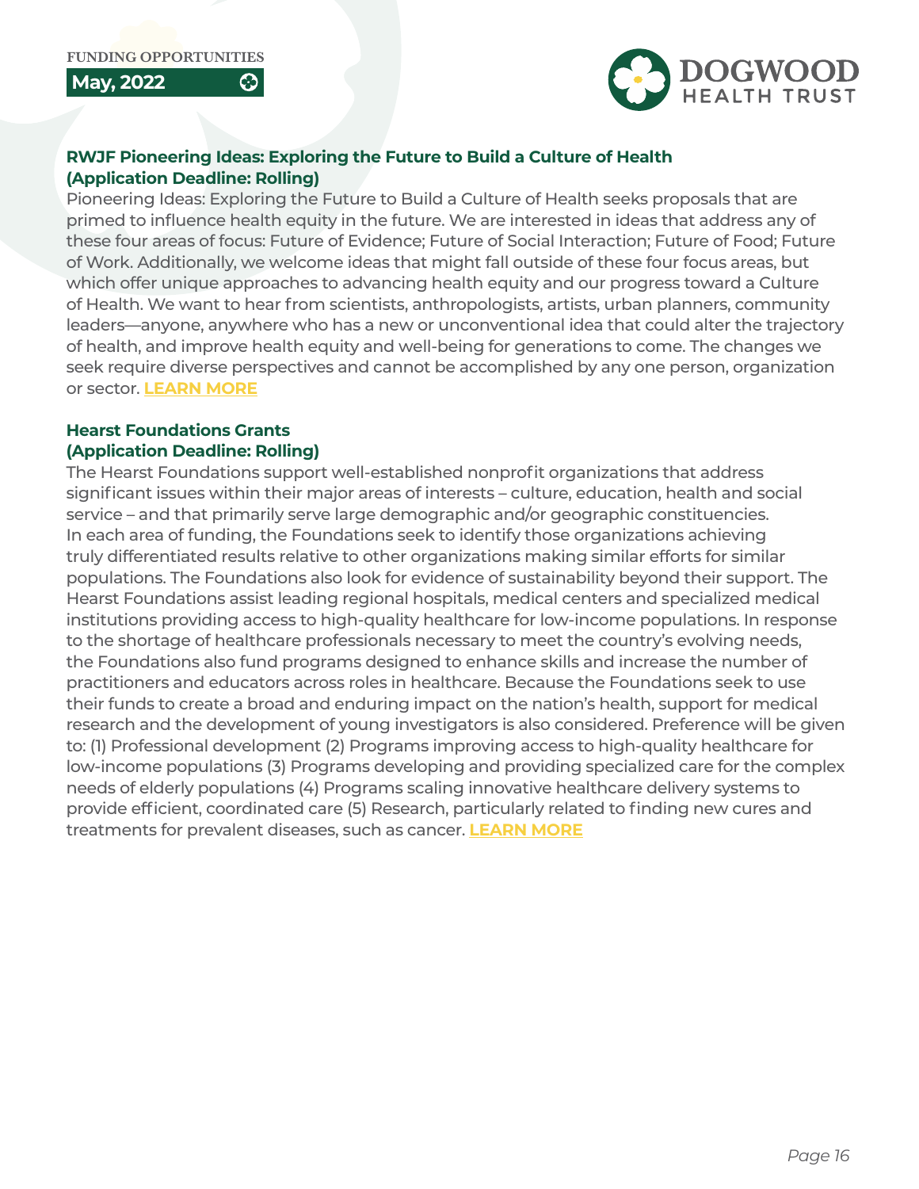**RWJF Pioneering Ideas: Exploring the Future to Build a Culture of Health (Application Deadline: Rolling)**

Pioneering Ideas: Exploring the Future to Build a Culture of Health seeks proposals that are primed to influence health equity in the future. We are interested in ideas that address any of these four areas of focus: Future of Evidence; Future of Social Interaction; Future of Food; Future of Work. Additionally, we welcome ideas that might fall outside of these four focus areas, but which offer unique approaches to advancing health equity and our progress toward a Culture of Health. We want to hear from scientists, anthropologists, artists, urban planners, community leaders—anyone, anywhere who has a new or unconventional idea that could alter the trajectory of health, and improve health equity and well-being for generations to come. The changes we seek require diverse perspectives and cannot be accomplished by any one person, organization or sector. **LEARN MORE**

**Hearst Foundations Grants (Application Deadline: Rolling)**

The Hearst Foundations support well-established nonprofit organizations that address significant issues within their major areas of interests – culture, education, health and social service – and that primarily serve large demographic and/or geographic constituencies. In each area of funding, the Foundations seek to identify those organizations achieving truly differentiated results relative to other organizations making similar efforts for similar populations. The Foundations also look for evidence of sustainability beyond their support. The Hearst Foundations assist leading regional hospitals, medical centers and specialized medical institutions providing access to high-quality healthcare for low-income populations. In response to the shortage of healthcare professionals necessary to meet the country's evolving needs, the Foundations also fund programs designed to enhance skills and increase the number of practitioners and educators across roles in healthcare. Because the Foundations seek to use their funds to create a broad and enduring impact on the nation's health, support for medical research and the development of young investigators is also considered. Preference will be given to: (1) Professional development (2) Programs improving access to high-quality healthcare for low-income populations (3) Programs developing and providing specialized care for the complex needs of elderly populations (4) Programs scaling innovative healthcare delivery systems to provide efficient, coordinated care (5) Research, particularly related to finding new cures and treatments for prevalent diseases, such as cancer. **LEARN MORE**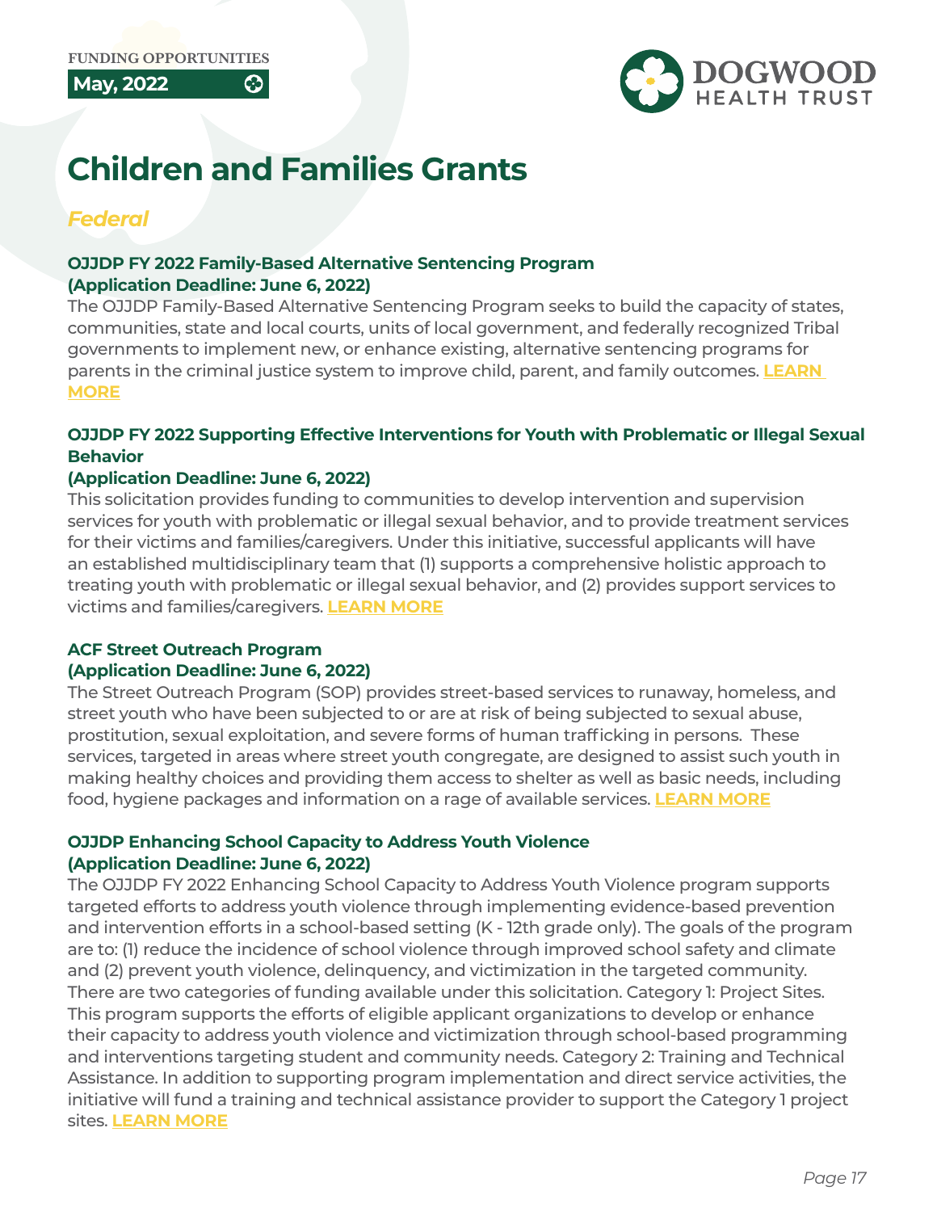# Children and Families Grants

## *Federal*

### OJJDP FY 2022 Family-Based Alternative Sentencing Program
**(Application Deadline: June 6, 2022)**

The OJJDP Family-Based Alternative Sentencing Program seeks to build the capacity of states, communities, state and local courts, units of local government, and federally recognized Tribal governments to implement new, or enhance existing, alternative sentencing programs for parents in the criminal justice system to improve child, parent, and family outcomes. **LEARN MORE**

### OJJDP FY 2022 Supporting Effective Interventions for Youth with Problematic or Illegal Sexual Behavior
**(Application Deadline: June 6, 2022)**

This solicitation provides funding to communities to develop intervention and supervision services for youth with problematic or illegal sexual behavior, and to provide treatment services for their victims and families/caregivers. Under this initiative, successful applicants will have an established multidisciplinary team that (1) supports a comprehensive holistic approach to treating youth with problematic or illegal sexual behavior, and (2) provides support services to victims and families/caregivers. **LEARN MORE**

### ACF Street Outreach Program
**(Application Deadline: June 6, 2022)**

The Street Outreach Program (SOP) provides street-based services to runaway, homeless, and street youth who have been subjected to or are at risk of being subjected to sexual abuse, prostitution, sexual exploitation, and severe forms of human trafficking in persons. These services, targeted in areas where street youth congregate, are designed to assist such youth in making healthy choices and providing them access to shelter as well as basic needs, including food, hygiene packages and information on a rage of available services. **LEARN MORE**

### OJJDP Enhancing School Capacity to Address Youth Violence
**(Application Deadline: June 6, 2022)**

The OJJDP FY 2022 Enhancing School Capacity to Address Youth Violence program supports targeted efforts to address youth violence through implementing evidence-based prevention and intervention efforts in a school-based setting (K - 12th grade only). The goals of the program are to: (1) reduce the incidence of school violence through improved school safety and climate and (2) prevent youth violence, delinquency, and victimization in the targeted community. There are two categories of funding available under this solicitation. Category 1: Project Sites. This program supports the efforts of eligible applicant organizations to develop or enhance their capacity to address youth violence and victimization through school-based programming and interventions targeting student and community needs. Category 2: Training and Technical Assistance. In addition to supporting program implementation and direct service activities, the initiative will fund a training and technical assistance provider to support the Category 1 project sites. **LEARN MORE**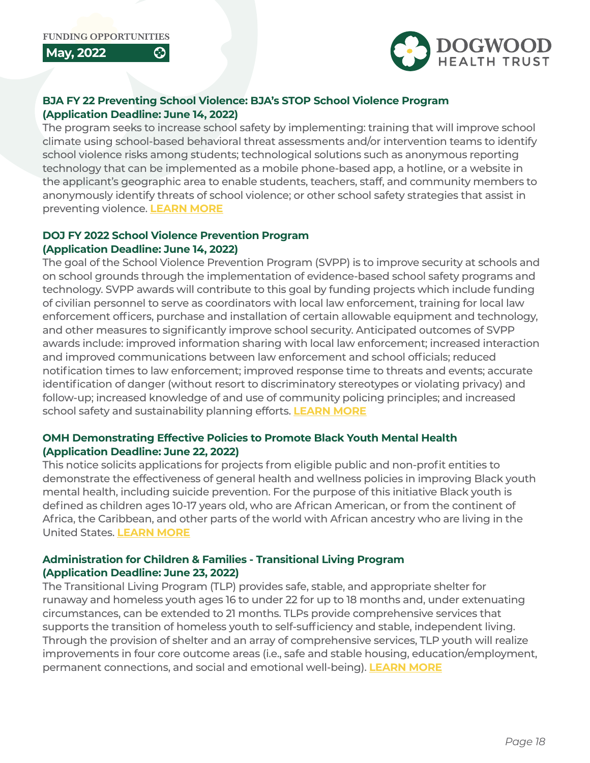### BJA FY 22 Preventing School Violence: BJA's STOP School Violence Program (Application Deadline: June 14, 2022)

The program seeks to increase school safety by implementing: training that will improve school climate using school-based behavioral threat assessments and/or intervention teams to identify school violence risks among students; technological solutions such as anonymous reporting technology that can be implemented as a mobile phone-based app, a hotline, or a website in the applicant's geographic area to enable students, teachers, staff, and community members to anonymously identify threats of school violence; or other school safety strategies that assist in preventing violence. **LEARN MORE**

### DOJ FY 2022 School Violence Prevention Program (Application Deadline: June 14, 2022)

The goal of the School Violence Prevention Program (SVPP) is to improve security at schools and on school grounds through the implementation of evidence-based school safety programs and technology. SVPP awards will contribute to this goal by funding projects which include funding of civilian personnel to serve as coordinators with local law enforcement, training for local law enforcement officers, purchase and installation of certain allowable equipment and technology, and other measures to significantly improve school security. Anticipated outcomes of SVPP awards include: improved information sharing with local law enforcement; increased interaction and improved communications between law enforcement and school officials; reduced notification times to law enforcement; improved response time to threats and events; accurate identification of danger (without resort to discriminatory stereotypes or violating privacy) and follow-up; increased knowledge of and use of community policing principles; and increased school safety and sustainability planning efforts. **LEARN MORE**

### OMH Demonstrating Effective Policies to Promote Black Youth Mental Health (Application Deadline: June 22, 2022)

This notice solicits applications for projects from eligible public and non-profit entities to demonstrate the effectiveness of general health and wellness policies in improving Black youth mental health, including suicide prevention. For the purpose of this initiative Black youth is defined as children ages 10-17 years old, who are African American, or from the continent of Africa, the Caribbean, and other parts of the world with African ancestry who are living in the United States. **LEARN MORE**

### Administration for Children & Families - Transitional Living Program (Application Deadline: June 23, 2022)

The Transitional Living Program (TLP) provides safe, stable, and appropriate shelter for runaway and homeless youth ages 16 to under 22 for up to 18 months and, under extenuating circumstances, can be extended to 21 months. TLPs provide comprehensive services that supports the transition of homeless youth to self-sufficiency and stable, independent living. Through the provision of shelter and an array of comprehensive services, TLP youth will realize improvements in four core outcome areas (i.e., safe and stable housing, education/employment, permanent connections, and social and emotional well-being). **LEARN MORE**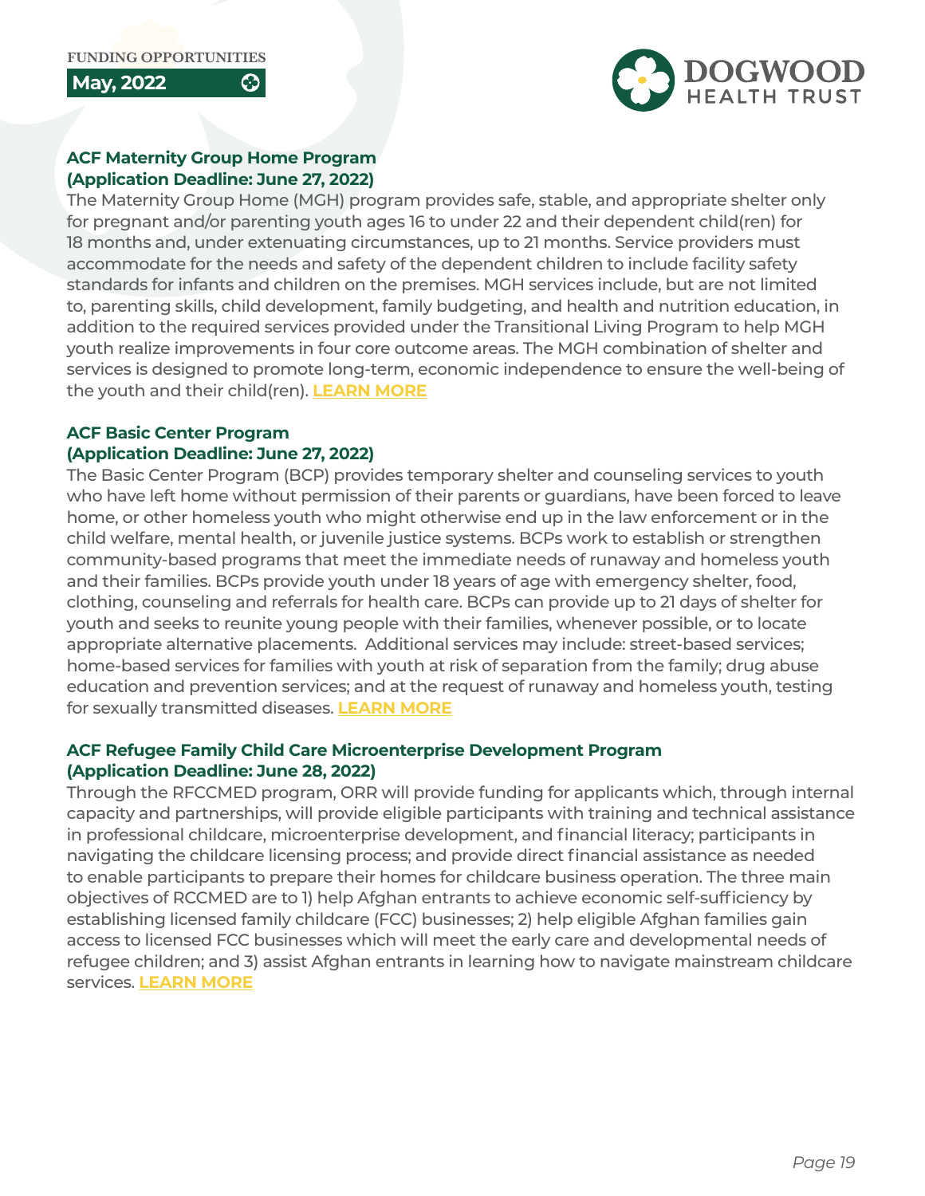### ACF Maternity Group Home Program (Application Deadline: June 27, 2022)

The Maternity Group Home (MGH) program provides safe, stable, and appropriate shelter only for pregnant and/or parenting youth ages 16 to under 22 and their dependent child(ren) for 18 months and, under extenuating circumstances, up to 21 months. Service providers must accommodate for the needs and safety of the dependent children to include facility safety standards for infants and children on the premises. MGH services include, but are not limited to, parenting skills, child development, family budgeting, and health and nutrition education, in addition to the required services provided under the Transitional Living Program to help MGH youth realize improvements in four core outcome areas. The MGH combination of shelter and services is designed to promote long-term, economic independence to ensure the well-being of the youth and their child(ren). **LEARN MORE**

### ACF Basic Center Program (Application Deadline: June 27, 2022)

The Basic Center Program (BCP) provides temporary shelter and counseling services to youth who have left home without permission of their parents or guardians, have been forced to leave home, or other homeless youth who might otherwise end up in the law enforcement or in the child welfare, mental health, or juvenile justice systems. BCPs work to establish or strengthen community-based programs that meet the immediate needs of runaway and homeless youth and their families. BCPs provide youth under 18 years of age with emergency shelter, food, clothing, counseling and referrals for health care. BCPs can provide up to 21 days of shelter for youth and seeks to reunite young people with their families, whenever possible, or to locate appropriate alternative placements. Additional services may include: street-based services; home-based services for families with youth at risk of separation from the family; drug abuse education and prevention services; and at the request of runaway and homeless youth, testing for sexually transmitted diseases. **LEARN MORE**

### ACF Refugee Family Child Care Microenterprise Development Program (Application Deadline: June 28, 2022)

Through the RFCCMED program, ORR will provide funding for applicants which, through internal capacity and partnerships, will provide eligible participants with training and technical assistance in professional childcare, microenterprise development, and financial literacy; participants in navigating the childcare licensing process; and provide direct financial assistance as needed to enable participants to prepare their homes for childcare business operation. The three main objectives of RCCMED are to 1) help Afghan entrants to achieve economic self-sufficiency by establishing licensed family childcare (FCC) businesses; 2) help eligible Afghan families gain access to licensed FCC businesses which will meet the early care and developmental needs of refugee children; and 3) assist Afghan entrants in learning how to navigate mainstream childcare services. **LEARN MORE**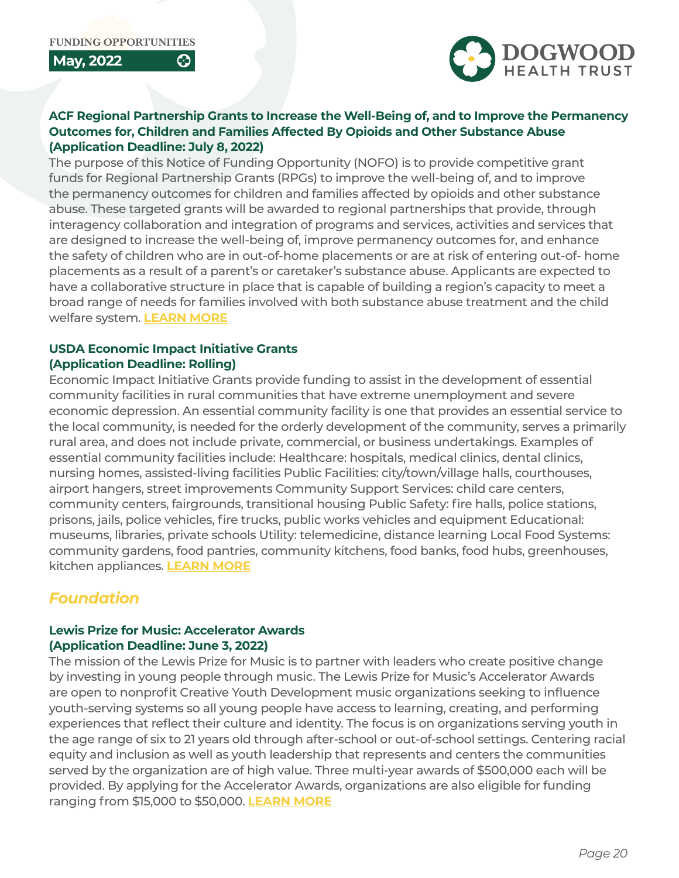### ACF Regional Partnership Grants to Increase the Well-Being of, and to Improve the Permanency Outcomes for, Children and Families Affected By Opioids and Other Substance Abuse (Application Deadline: July 8, 2022)

The purpose of this Notice of Funding Opportunity (NOFO) is to provide competitive grant funds for Regional Partnership Grants (RPGs) to improve the well-being of, and to improve the permanency outcomes for children and families affected by opioids and other substance abuse. These targeted grants will be awarded to regional partnerships that provide, through interagency collaboration and integration of programs and services, activities and services that are designed to increase the well-being of, improve permanency outcomes for, and enhance the safety of children who are in out-of-home placements or are at risk of entering out-of- home placements as a result of a parent's or caretaker's substance abuse. Applicants are expected to have a collaborative structure in place that is capable of building a region's capacity to meet a broad range of needs for families involved with both substance abuse treatment and the child welfare system. **LEARN MORE**

### USDA Economic Impact Initiative Grants (Application Deadline: Rolling)

Economic Impact Initiative Grants provide funding to assist in the development of essential community facilities in rural communities that have extreme unemployment and severe economic depression. An essential community facility is one that provides an essential service to the local community, is needed for the orderly development of the community, serves a primarily rural area, and does not include private, commercial, or business undertakings. Examples of essential community facilities include: Healthcare: hospitals, medical clinics, dental clinics, nursing homes, assisted-living facilities Public Facilities: city/town/village halls, courthouses, airport hangers, street improvements Community Support Services: child care centers, community centers, fairgrounds, transitional housing Public Safety: fire halls, police stations, prisons, jails, police vehicles, fire trucks, public works vehicles and equipment Educational: museums, libraries, private schools Utility: telemedicine, distance learning Local Food Systems: community gardens, food pantries, community kitchens, food banks, food hubs, greenhouses, kitchen appliances. **LEARN MORE**

## *Foundation*

### Lewis Prize for Music: Accelerator Awards (Application Deadline: June 3, 2022)

The mission of the Lewis Prize for Music is to partner with leaders who create positive change by investing in young people through music. The Lewis Prize for Music's Accelerator Awards are open to nonprofit Creative Youth Development music organizations seeking to influence youth-serving systems so all young people have access to learning, creating, and performing experiences that reflect their culture and identity. The focus is on organizations serving youth in the age range of six to 21 years old through after-school or out-of-school settings. Centering racial equity and inclusion as well as youth leadership that represents and centers the communities served by the organization are of high value. Three multi-year awards of $500,000 each will be provided. By applying for the Accelerator Awards, organizations are also eligible for funding ranging from $15,000 to $50,000. **LEARN MORE**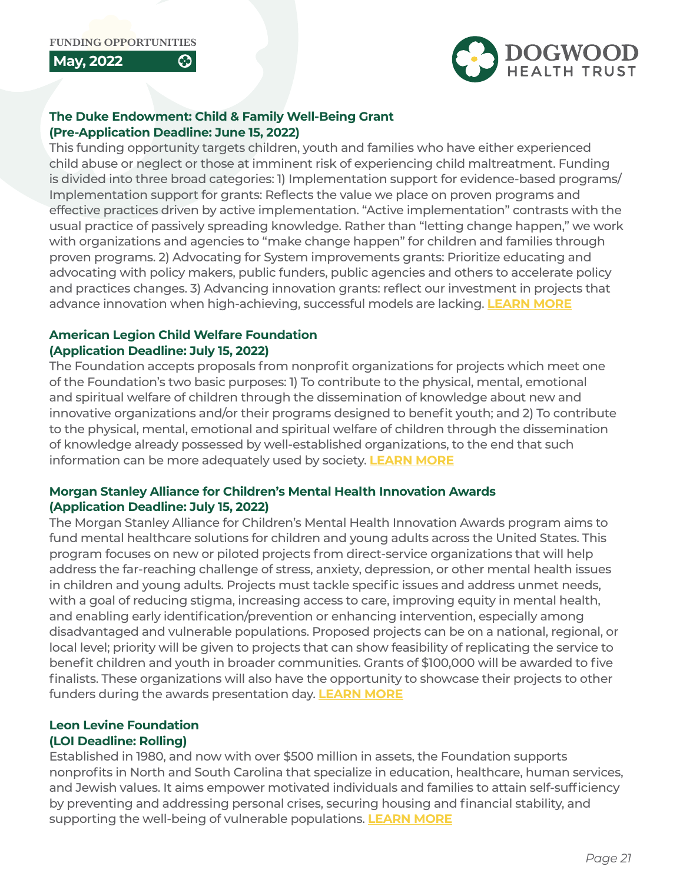### The Duke Endowment: Child & Family Well-Being Grant (Pre-Application Deadline: June 15, 2022)

This funding opportunity targets children, youth and families who have either experienced child abuse or neglect or those at imminent risk of experiencing child maltreatment. Funding is divided into three broad categories: 1) Implementation support for evidence-based programs/ Implementation support for grants: Reflects the value we place on proven programs and effective practices driven by active implementation. "Active implementation" contrasts with the usual practice of passively spreading knowledge. Rather than "letting change happen," we work with organizations and agencies to "make change happen" for children and families through proven programs. 2) Advocating for System improvements grants: Prioritize educating and advocating with policy makers, public funders, public agencies and others to accelerate policy and practices changes. 3) Advancing innovation grants: reflect our investment in projects that advance innovation when high-achieving, successful models are lacking. **LEARN MORE**

### American Legion Child Welfare Foundation (Application Deadline: July 15, 2022)

The Foundation accepts proposals from nonprofit organizations for projects which meet one of the Foundation's two basic purposes: 1) To contribute to the physical, mental, emotional and spiritual welfare of children through the dissemination of knowledge about new and innovative organizations and/or their programs designed to benefit youth; and 2) To contribute to the physical, mental, emotional and spiritual welfare of children through the dissemination of knowledge already possessed by well-established organizations, to the end that such information can be more adequately used by society. **LEARN MORE**

### Morgan Stanley Alliance for Children's Mental Health Innovation Awards (Application Deadline: July 15, 2022)

The Morgan Stanley Alliance for Children's Mental Health Innovation Awards program aims to fund mental healthcare solutions for children and young adults across the United States. This program focuses on new or piloted projects from direct-service organizations that will help address the far-reaching challenge of stress, anxiety, depression, or other mental health issues in children and young adults. Projects must tackle specific issues and address unmet needs, with a goal of reducing stigma, increasing access to care, improving equity in mental health, and enabling early identification/prevention or enhancing intervention, especially among disadvantaged and vulnerable populations. Proposed projects can be on a national, regional, or local level; priority will be given to projects that can show feasibility of replicating the service to benefit children and youth in broader communities. Grants of $100,000 will be awarded to five finalists. These organizations will also have the opportunity to showcase their projects to other funders during the awards presentation day. **LEARN MORE**

### Leon Levine Foundation (LOI Deadline: Rolling)

Established in 1980, and now with over $500 million in assets, the Foundation supports nonprofits in North and South Carolina that specialize in education, healthcare, human services, and Jewish values. It aims empower motivated individuals and families to attain self-sufficiency by preventing and addressing personal crises, securing housing and financial stability, and supporting the well-being of vulnerable populations. **LEARN MORE**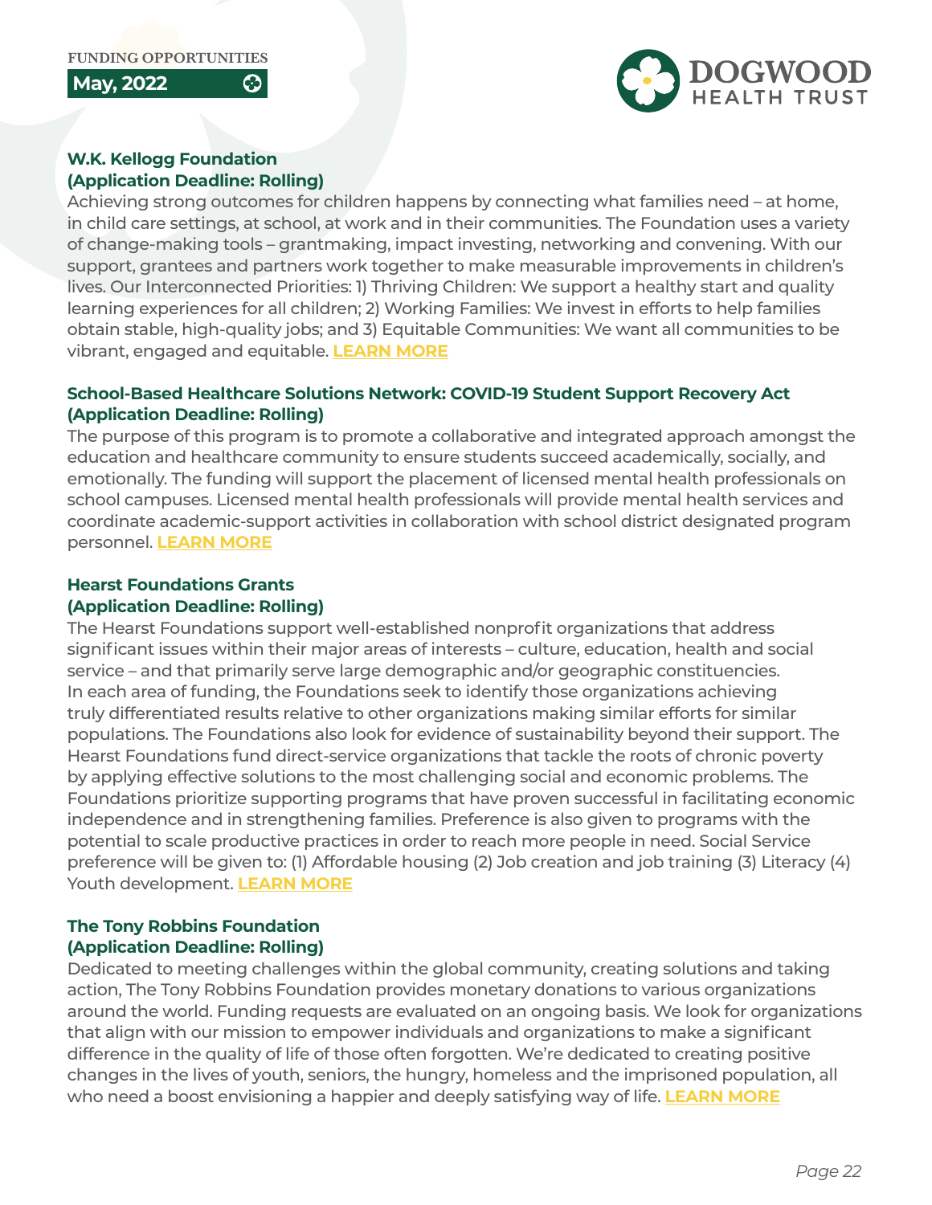### W.K. Kellogg Foundation
### (Application Deadline: Rolling)

Achieving strong outcomes for children happens by connecting what families need – at home, in child care settings, at school, at work and in their communities. The Foundation uses a variety of change-making tools – grantmaking, impact investing, networking and convening. With our support, grantees and partners work together to make measurable improvements in children's lives. Our Interconnected Priorities: 1) Thriving Children: We support a healthy start and quality learning experiences for all children; 2) Working Families: We invest in efforts to help families obtain stable, high-quality jobs; and 3) Equitable Communities: We want all communities to be vibrant, engaged and equitable. **LEARN MORE**

### School-Based Healthcare Solutions Network: COVID-19 Student Support Recovery Act
### (Application Deadline: Rolling)

The purpose of this program is to promote a collaborative and integrated approach amongst the education and healthcare community to ensure students succeed academically, socially, and emotionally. The funding will support the placement of licensed mental health professionals on school campuses. Licensed mental health professionals will provide mental health services and coordinate academic-support activities in collaboration with school district designated program personnel. **LEARN MORE**

### Hearst Foundations Grants
### (Application Deadline: Rolling)

The Hearst Foundations support well-established nonprofit organizations that address significant issues within their major areas of interests – culture, education, health and social service – and that primarily serve large demographic and/or geographic constituencies. In each area of funding, the Foundations seek to identify those organizations achieving truly differentiated results relative to other organizations making similar efforts for similar populations. The Foundations also look for evidence of sustainability beyond their support. The Hearst Foundations fund direct-service organizations that tackle the roots of chronic poverty by applying effective solutions to the most challenging social and economic problems. The Foundations prioritize supporting programs that have proven successful in facilitating economic independence and in strengthening families. Preference is also given to programs with the potential to scale productive practices in order to reach more people in need. Social Service preference will be given to: (1) Affordable housing (2) Job creation and job training (3) Literacy (4) Youth development. **LEARN MORE**

### The Tony Robbins Foundation
### (Application Deadline: Rolling)

Dedicated to meeting challenges within the global community, creating solutions and taking action, The Tony Robbins Foundation provides monetary donations to various organizations around the world. Funding requests are evaluated on an ongoing basis. We look for organizations that align with our mission to empower individuals and organizations to make a significant difference in the quality of life of those often forgotten. We're dedicated to creating positive changes in the lives of youth, seniors, the hungry, homeless and the imprisoned population, all who need a boost envisioning a happier and deeply satisfying way of life. **LEARN MORE**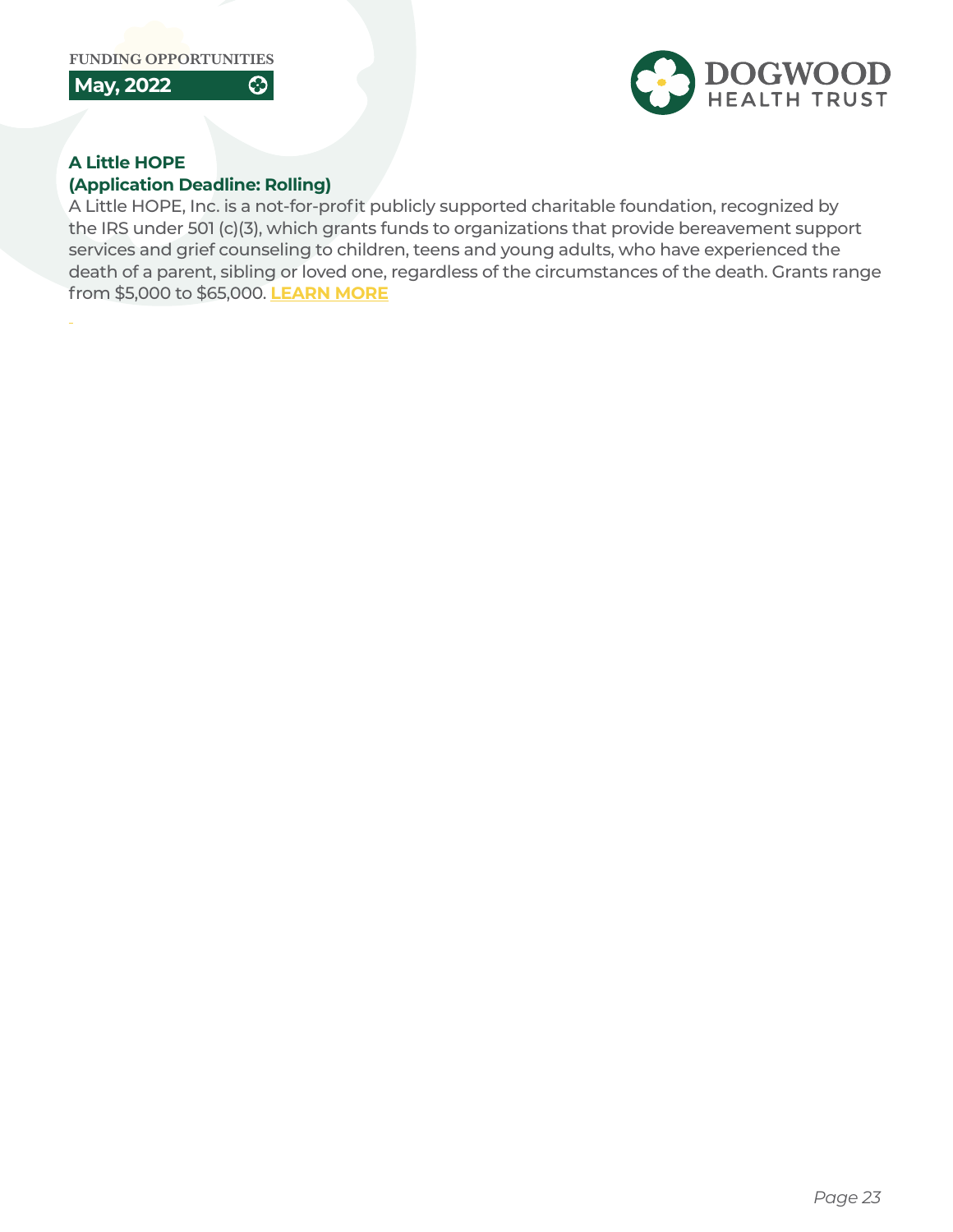**A Little HOPE**
**(Application Deadline: Rolling)**

A Little HOPE, Inc. is a not-for-profit publicly supported charitable foundation, recognized by the IRS under 501 (c)(3), which grants funds to organizations that provide bereavement support services and grief counseling to children, teens and young adults, who have experienced the death of a parent, sibling or loved one, regardless of the circumstances of the death. Grants range from $5,000 to $65,000. **LEARN MORE**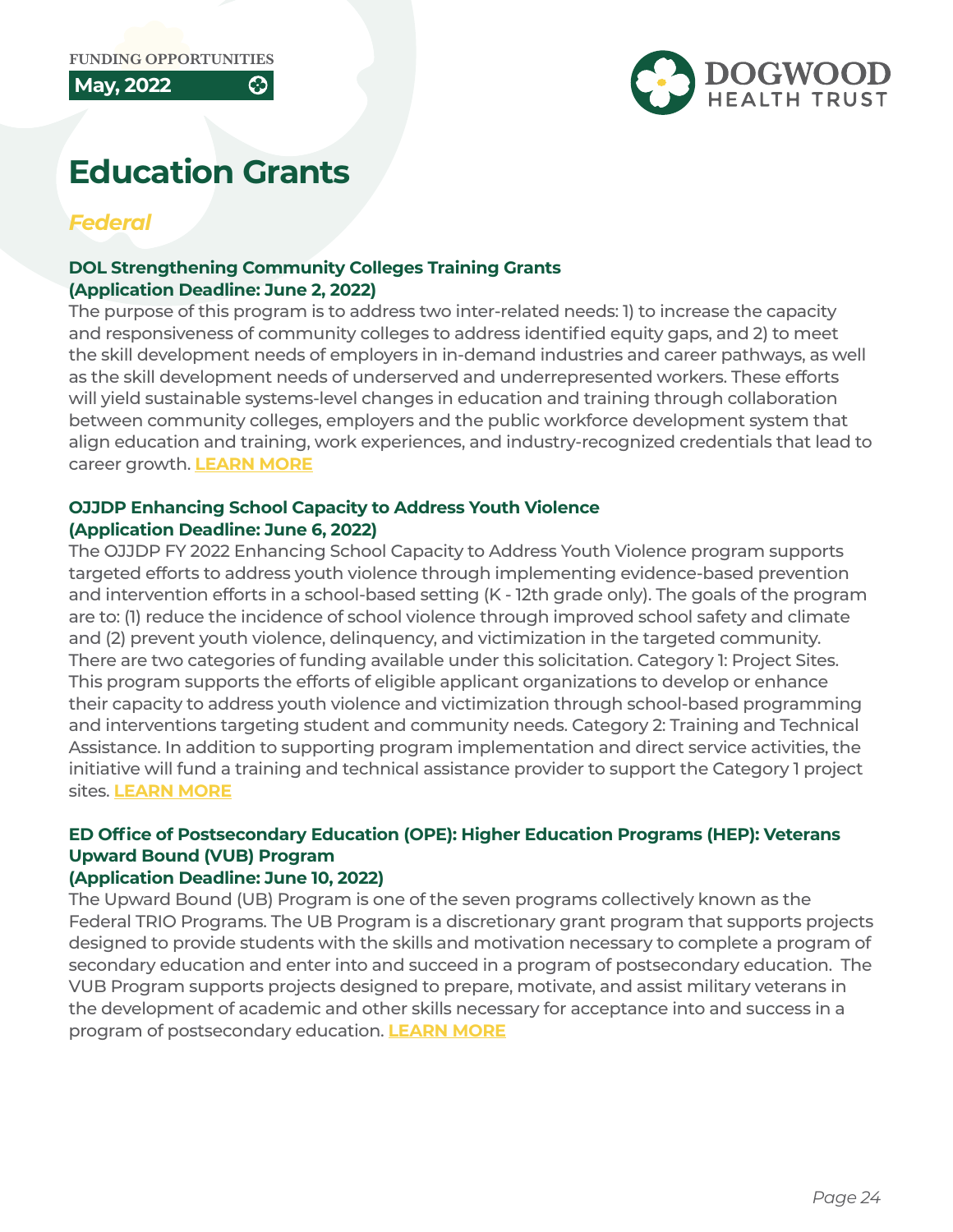# Education Grants

## *Federal*

### DOL Strengthening Community Colleges Training Grants (Application Deadline: June 2, 2022)

The purpose of this program is to address two inter-related needs: 1) to increase the capacity and responsiveness of community colleges to address identified equity gaps, and 2) to meet the skill development needs of employers in in-demand industries and career pathways, as well as the skill development needs of underserved and underrepresented workers. These efforts will yield sustainable systems-level changes in education and training through collaboration between community colleges, employers and the public workforce development system that align education and training, work experiences, and industry-recognized credentials that lead to career growth. **LEARN MORE**

### OJJDP Enhancing School Capacity to Address Youth Violence (Application Deadline: June 6, 2022)

The OJJDP FY 2022 Enhancing School Capacity to Address Youth Violence program supports targeted efforts to address youth violence through implementing evidence-based prevention and intervention efforts in a school-based setting (K - 12th grade only). The goals of the program are to: (1) reduce the incidence of school violence through improved school safety and climate and (2) prevent youth violence, delinquency, and victimization in the targeted community. There are two categories of funding available under this solicitation. Category 1: Project Sites. This program supports the efforts of eligible applicant organizations to develop or enhance their capacity to address youth violence and victimization through school-based programming and interventions targeting student and community needs. Category 2: Training and Technical Assistance. In addition to supporting program implementation and direct service activities, the initiative will fund a training and technical assistance provider to support the Category 1 project sites. **LEARN MORE**

### ED Office of Postsecondary Education (OPE): Higher Education Programs (HEP): Veterans Upward Bound (VUB) Program (Application Deadline: June 10, 2022)

The Upward Bound (UB) Program is one of the seven programs collectively known as the Federal TRIO Programs. The UB Program is a discretionary grant program that supports projects designed to provide students with the skills and motivation necessary to complete a program of secondary education and enter into and succeed in a program of postsecondary education. The VUB Program supports projects designed to prepare, motivate, and assist military veterans in the development of academic and other skills necessary for acceptance into and success in a program of postsecondary education. **LEARN MORE**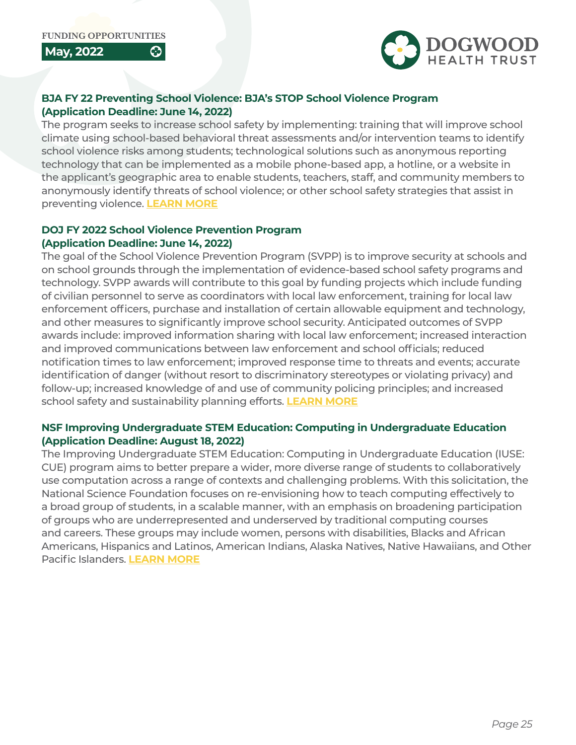### BJA FY 22 Preventing School Violence: BJA's STOP School Violence Program (Application Deadline: June 14, 2022)

The program seeks to increase school safety by implementing: training that will improve school climate using school-based behavioral threat assessments and/or intervention teams to identify school violence risks among students; technological solutions such as anonymous reporting technology that can be implemented as a mobile phone-based app, a hotline, or a website in the applicant's geographic area to enable students, teachers, staff, and community members to anonymously identify threats of school violence; or other school safety strategies that assist in preventing violence. **LEARN MORE**

### DOJ FY 2022 School Violence Prevention Program (Application Deadline: June 14, 2022)

The goal of the School Violence Prevention Program (SVPP) is to improve security at schools and on school grounds through the implementation of evidence-based school safety programs and technology. SVPP awards will contribute to this goal by funding projects which include funding of civilian personnel to serve as coordinators with local law enforcement, training for local law enforcement officers, purchase and installation of certain allowable equipment and technology, and other measures to significantly improve school security. Anticipated outcomes of SVPP awards include: improved information sharing with local law enforcement; increased interaction and improved communications between law enforcement and school officials; reduced notification times to law enforcement; improved response time to threats and events; accurate identification of danger (without resort to discriminatory stereotypes or violating privacy) and follow-up; increased knowledge of and use of community policing principles; and increased school safety and sustainability planning efforts. **LEARN MORE**

### NSF Improving Undergraduate STEM Education: Computing in Undergraduate Education (Application Deadline: August 18, 2022)

The Improving Undergraduate STEM Education: Computing in Undergraduate Education (IUSE: CUE) program aims to better prepare a wider, more diverse range of students to collaboratively use computation across a range of contexts and challenging problems. With this solicitation, the National Science Foundation focuses on re-envisioning how to teach computing effectively to a broad group of students, in a scalable manner, with an emphasis on broadening participation of groups who are underrepresented and underserved by traditional computing courses and careers. These groups may include women, persons with disabilities, Blacks and African Americans, Hispanics and Latinos, American Indians, Alaska Natives, Native Hawaiians, and Other Pacific Islanders. **LEARN MORE**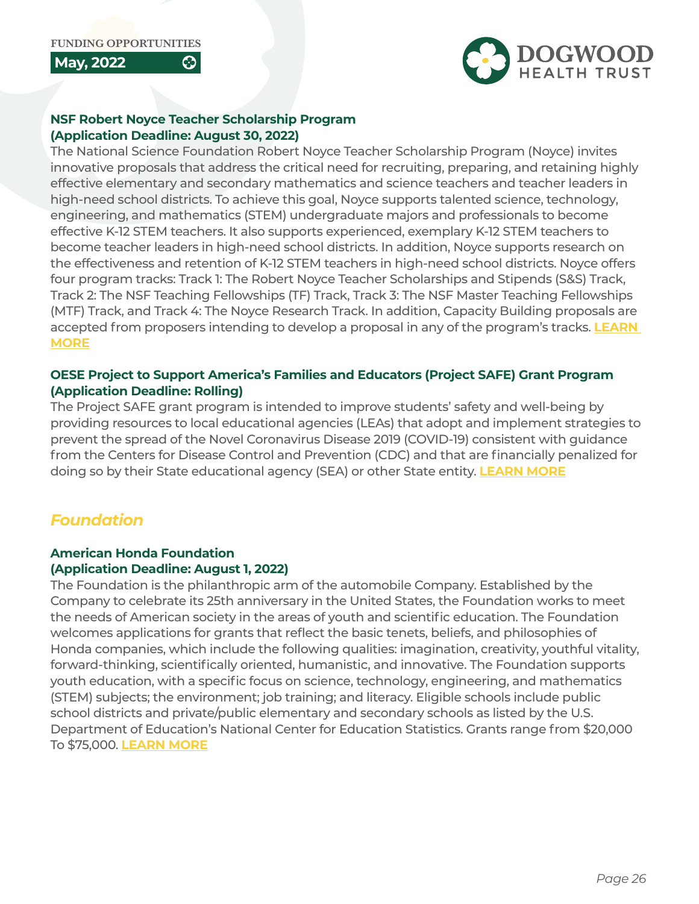**NSF Robert Noyce Teacher Scholarship Program (Application Deadline: August 30, 2022)**

The National Science Foundation Robert Noyce Teacher Scholarship Program (Noyce) invites innovative proposals that address the critical need for recruiting, preparing, and retaining highly effective elementary and secondary mathematics and science teachers and teacher leaders in high-need school districts. To achieve this goal, Noyce supports talented science, technology, engineering, and mathematics (STEM) undergraduate majors and professionals to become effective K-12 STEM teachers. It also supports experienced, exemplary K-12 STEM teachers to become teacher leaders in high-need school districts. In addition, Noyce supports research on the effectiveness and retention of K-12 STEM teachers in high-need school districts. Noyce offers four program tracks: Track 1: The Robert Noyce Teacher Scholarships and Stipends (S&S) Track, Track 2: The NSF Teaching Fellowships (TF) Track, Track 3: The NSF Master Teaching Fellowships (MTF) Track, and Track 4: The Noyce Research Track. In addition, Capacity Building proposals are accepted from proposers intending to develop a proposal in any of the program's tracks. **LEARN MORE**

**OESE Project to Support America's Families and Educators (Project SAFE) Grant Program (Application Deadline: Rolling)**

The Project SAFE grant program is intended to improve students' safety and well-being by providing resources to local educational agencies (LEAs) that adopt and implement strategies to prevent the spread of the Novel Coronavirus Disease 2019 (COVID-19) consistent with guidance from the Centers for Disease Control and Prevention (CDC) and that are financially penalized for doing so by their State educational agency (SEA) or other State entity. **LEARN MORE**

## *Foundation*

**American Honda Foundation (Application Deadline: August 1, 2022)**

The Foundation is the philanthropic arm of the automobile Company. Established by the Company to celebrate its 25th anniversary in the United States, the Foundation works to meet the needs of American society in the areas of youth and scientific education. The Foundation welcomes applications for grants that reflect the basic tenets, beliefs, and philosophies of Honda companies, which include the following qualities: imagination, creativity, youthful vitality, forward-thinking, scientifically oriented, humanistic, and innovative. The Foundation supports youth education, with a specific focus on science, technology, engineering, and mathematics (STEM) subjects; the environment; job training; and literacy. Eligible schools include public school districts and private/public elementary and secondary schools as listed by the U.S. Department of Education's National Center for Education Statistics. Grants range from $20,000 To $75,000. **LEARN MORE**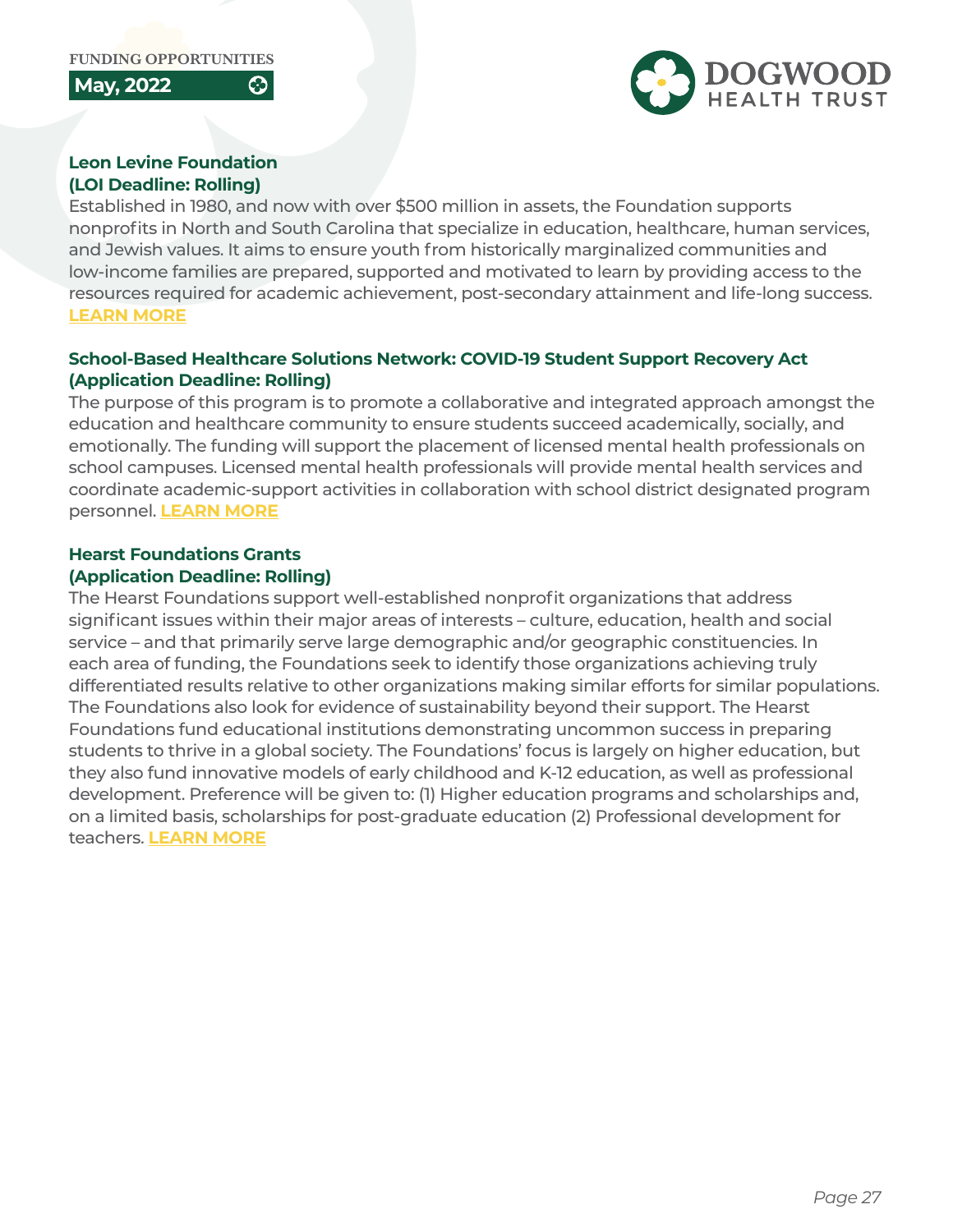### Leon Levine Foundation
### (LOI Deadline: Rolling)

Established in 1980, and now with over $500 million in assets, the Foundation supports nonprofits in North and South Carolina that specialize in education, healthcare, human services, and Jewish values. It aims to ensure youth from historically marginalized communities and low-income families are prepared, supported and motivated to learn by providing access to the resources required for academic achievement, post-secondary attainment and life-long success. **LEARN MORE**

### School-Based Healthcare Solutions Network: COVID-19 Student Support Recovery Act (Application Deadline: Rolling)

The purpose of this program is to promote a collaborative and integrated approach amongst the education and healthcare community to ensure students succeed academically, socially, and emotionally. The funding will support the placement of licensed mental health professionals on school campuses. Licensed mental health professionals will provide mental health services and coordinate academic-support activities in collaboration with school district designated program personnel. **LEARN MORE**

### Hearst Foundations Grants
### (Application Deadline: Rolling)

The Hearst Foundations support well-established nonprofit organizations that address significant issues within their major areas of interests – culture, education, health and social service – and that primarily serve large demographic and/or geographic constituencies. In each area of funding, the Foundations seek to identify those organizations achieving truly differentiated results relative to other organizations making similar efforts for similar populations. The Foundations also look for evidence of sustainability beyond their support. The Hearst Foundations fund educational institutions demonstrating uncommon success in preparing students to thrive in a global society. The Foundations' focus is largely on higher education, but they also fund innovative models of early childhood and K-12 education, as well as professional development. Preference will be given to: (1) Higher education programs and scholarships and, on a limited basis, scholarships for post-graduate education (2) Professional development for teachers. **LEARN MORE**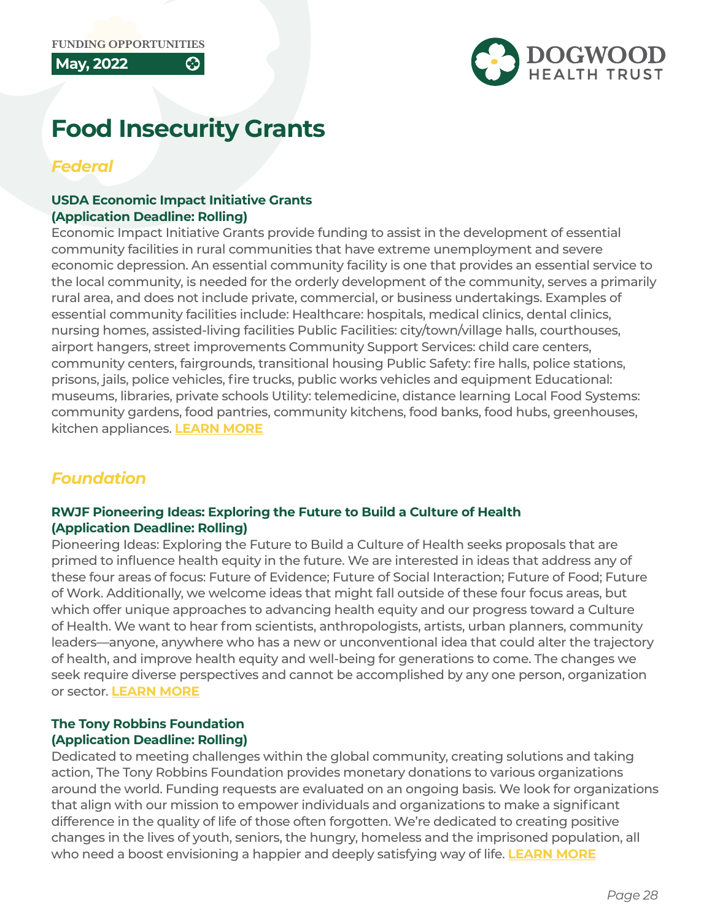FUNDING OPPORTUNITIES

May, 2022

# Food Insecurity Grants

## *Federal*

**USDA Economic Impact Initiative Grants**
**(Application Deadline: Rolling)**

Economic Impact Initiative Grants provide funding to assist in the development of essential community facilities in rural communities that have extreme unemployment and severe economic depression. An essential community facility is one that provides an essential service to the local community, is needed for the orderly development of the community, serves a primarily rural area, and does not include private, commercial, or business undertakings. Examples of essential community facilities include: Healthcare: hospitals, medical clinics, dental clinics, nursing homes, assisted-living facilities Public Facilities: city/town/village halls, courthouses, airport hangers, street improvements Community Support Services: child care centers, community centers, fairgrounds, transitional housing Public Safety: fire halls, police stations, prisons, jails, police vehicles, fire trucks, public works vehicles and equipment Educational: museums, libraries, private schools Utility: telemedicine, distance learning Local Food Systems: community gardens, food pantries, community kitchens, food banks, food hubs, greenhouses, kitchen appliances. **LEARN MORE**

## *Foundation*

**RWJF Pioneering Ideas: Exploring the Future to Build a Culture of Health**
**(Application Deadline: Rolling)**

Pioneering Ideas: Exploring the Future to Build a Culture of Health seeks proposals that are primed to influence health equity in the future. We are interested in ideas that address any of these four areas of focus: Future of Evidence; Future of Social Interaction; Future of Food; Future of Work. Additionally, we welcome ideas that might fall outside of these four focus areas, but which offer unique approaches to advancing health equity and our progress toward a Culture of Health. We want to hear from scientists, anthropologists, artists, urban planners, community leaders—anyone, anywhere who has a new or unconventional idea that could alter the trajectory of health, and improve health equity and well-being for generations to come. The changes we seek require diverse perspectives and cannot be accomplished by any one person, organization or sector. **LEARN MORE**

**The Tony Robbins Foundation**
**(Application Deadline: Rolling)**

Dedicated to meeting challenges within the global community, creating solutions and taking action, The Tony Robbins Foundation provides monetary donations to various organizations around the world. Funding requests are evaluated on an ongoing basis. We look for organizations that align with our mission to empower individuals and organizations to make a significant difference in the quality of life of those often forgotten. We're dedicated to creating positive changes in the lives of youth, seniors, the hungry, homeless and the imprisoned population, all who need a boost envisioning a happier and deeply satisfying way of life. **LEARN MORE**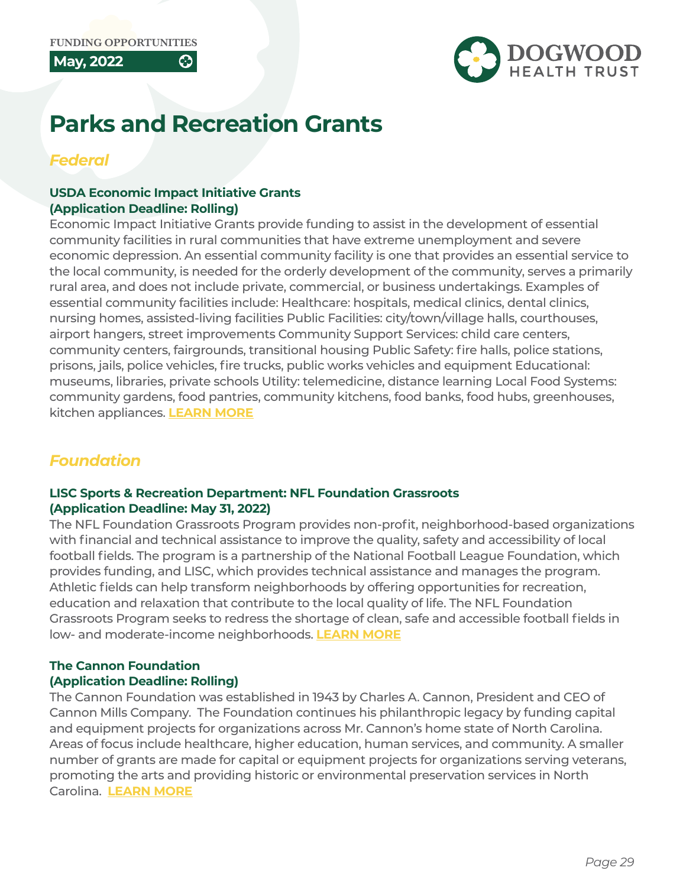# Parks and Recreation Grants

## *Federal*

**USDA Economic Impact Initiative Grants**
**(Application Deadline: Rolling)**

Economic Impact Initiative Grants provide funding to assist in the development of essential community facilities in rural communities that have extreme unemployment and severe economic depression. An essential community facility is one that provides an essential service to the local community, is needed for the orderly development of the community, serves a primarily rural area, and does not include private, commercial, or business undertakings. Examples of essential community facilities include: Healthcare: hospitals, medical clinics, dental clinics, nursing homes, assisted-living facilities Public Facilities: city/town/village halls, courthouses, airport hangers, street improvements Community Support Services: child care centers, community centers, fairgrounds, transitional housing Public Safety: fire halls, police stations, prisons, jails, police vehicles, fire trucks, public works vehicles and equipment Educational: museums, libraries, private schools Utility: telemedicine, distance learning Local Food Systems: community gardens, food pantries, community kitchens, food banks, food hubs, greenhouses, kitchen appliances. **LEARN MORE**

## *Foundation*

**LISC Sports & Recreation Department: NFL Foundation Grassroots**
**(Application Deadline: May 31, 2022)**

The NFL Foundation Grassroots Program provides non-profit, neighborhood-based organizations with financial and technical assistance to improve the quality, safety and accessibility of local football fields. The program is a partnership of the National Football League Foundation, which provides funding, and LISC, which provides technical assistance and manages the program. Athletic fields can help transform neighborhoods by offering opportunities for recreation, education and relaxation that contribute to the local quality of life. The NFL Foundation Grassroots Program seeks to redress the shortage of clean, safe and accessible football fields in low- and moderate-income neighborhoods. **LEARN MORE**

**The Cannon Foundation**
**(Application Deadline: Rolling)**

The Cannon Foundation was established in 1943 by Charles A. Cannon, President and CEO of Cannon Mills Company. The Foundation continues his philanthropic legacy by funding capital and equipment projects for organizations across Mr. Cannon's home state of North Carolina. Areas of focus include healthcare, higher education, human services, and community. A smaller number of grants are made for capital or equipment projects for organizations serving veterans, promoting the arts and providing historic or environmental preservation services in North Carolina. **LEARN MORE**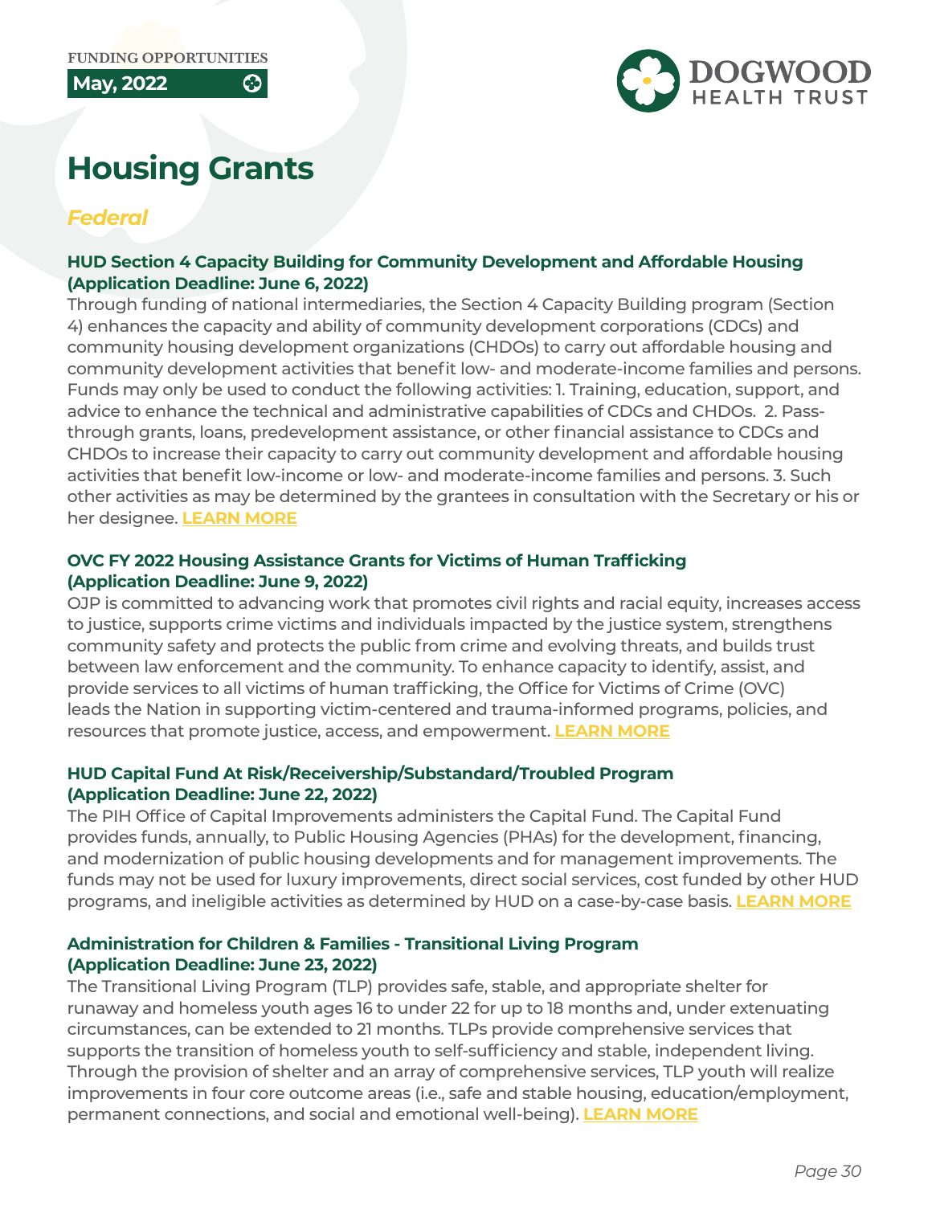# Housing Grants

## *Federal*

### HUD Section 4 Capacity Building for Community Development and Affordable Housing (Application Deadline: June 6, 2022)

Through funding of national intermediaries, the Section 4 Capacity Building program (Section 4) enhances the capacity and ability of community development corporations (CDCs) and community housing development organizations (CHDOs) to carry out affordable housing and community development activities that benefit low- and moderate-income families and persons. Funds may only be used to conduct the following activities: 1. Training, education, support, and advice to enhance the technical and administrative capabilities of CDCs and CHDOs. 2. Pass-through grants, loans, predevelopment assistance, or other financial assistance to CDCs and CHDOs to increase their capacity to carry out community development and affordable housing activities that benefit low-income or low- and moderate-income families and persons. 3. Such other activities as may be determined by the grantees in consultation with the Secretary or his or her designee. **LEARN MORE**

### OVC FY 2022 Housing Assistance Grants for Victims of Human Trafficking (Application Deadline: June 9, 2022)

OJP is committed to advancing work that promotes civil rights and racial equity, increases access to justice, supports crime victims and individuals impacted by the justice system, strengthens community safety and protects the public from crime and evolving threats, and builds trust between law enforcement and the community. To enhance capacity to identify, assist, and provide services to all victims of human trafficking, the Office for Victims of Crime (OVC) leads the Nation in supporting victim-centered and trauma-informed programs, policies, and resources that promote justice, access, and empowerment. **LEARN MORE**

### HUD Capital Fund At Risk/Receivership/Substandard/Troubled Program (Application Deadline: June 22, 2022)

The PIH Office of Capital Improvements administers the Capital Fund. The Capital Fund provides funds, annually, to Public Housing Agencies (PHAs) for the development, financing, and modernization of public housing developments and for management improvements. The funds may not be used for luxury improvements, direct social services, cost funded by other HUD programs, and ineligible activities as determined by HUD on a case-by-case basis. **LEARN MORE**

### Administration for Children & Families - Transitional Living Program (Application Deadline: June 23, 2022)

The Transitional Living Program (TLP) provides safe, stable, and appropriate shelter for runaway and homeless youth ages 16 to under 22 for up to 18 months and, under extenuating circumstances, can be extended to 21 months. TLPs provide comprehensive services that supports the transition of homeless youth to self-sufficiency and stable, independent living. Through the provision of shelter and an array of comprehensive services, TLP youth will realize improvements in four core outcome areas (i.e., safe and stable housing, education/employment, permanent connections, and social and emotional well-being). **LEARN MORE**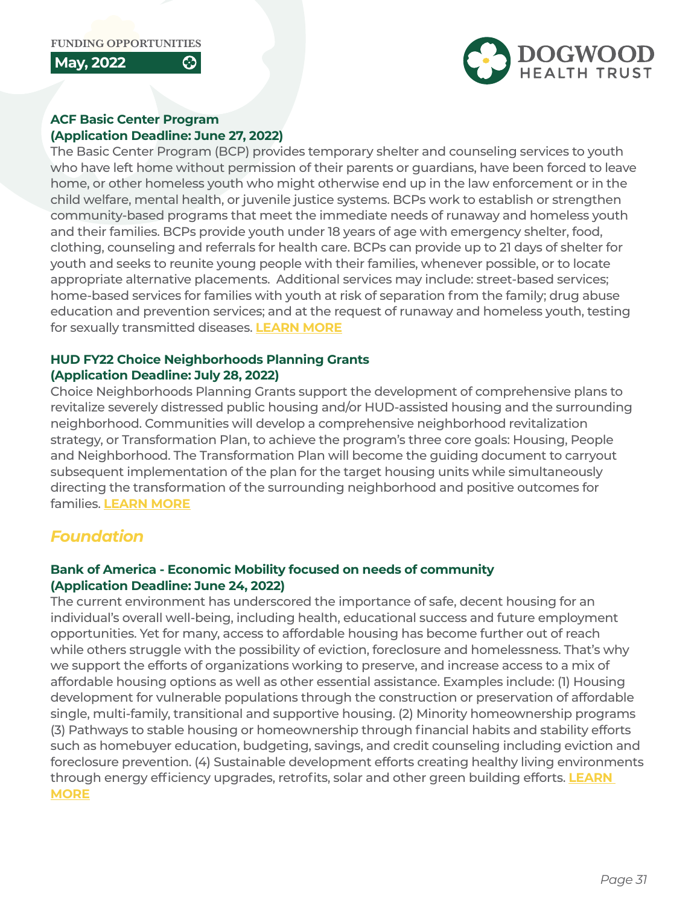**ACF Basic Center Program**
**(Application Deadline: June 27, 2022)**

The Basic Center Program (BCP) provides temporary shelter and counseling services to youth who have left home without permission of their parents or guardians, have been forced to leave home, or other homeless youth who might otherwise end up in the law enforcement or in the child welfare, mental health, or juvenile justice systems. BCPs work to establish or strengthen community-based programs that meet the immediate needs of runaway and homeless youth and their families. BCPs provide youth under 18 years of age with emergency shelter, food, clothing, counseling and referrals for health care. BCPs can provide up to 21 days of shelter for youth and seeks to reunite young people with their families, whenever possible, or to locate appropriate alternative placements. Additional services may include: street-based services; home-based services for families with youth at risk of separation from the family; drug abuse education and prevention services; and at the request of runaway and homeless youth, testing for sexually transmitted diseases. **LEARN MORE**

**HUD FY22 Choice Neighborhoods Planning Grants**
**(Application Deadline: July 28, 2022)**

Choice Neighborhoods Planning Grants support the development of comprehensive plans to revitalize severely distressed public housing and/or HUD-assisted housing and the surrounding neighborhood. Communities will develop a comprehensive neighborhood revitalization strategy, or Transformation Plan, to achieve the program's three core goals: Housing, People and Neighborhood. The Transformation Plan will become the guiding document to carryout subsequent implementation of the plan for the target housing units while simultaneously directing the transformation of the surrounding neighborhood and positive outcomes for families. **LEARN MORE**

## *Foundation*

**Bank of America - Economic Mobility focused on needs of community**
**(Application Deadline: June 24, 2022)**

The current environment has underscored the importance of safe, decent housing for an individual's overall well-being, including health, educational success and future employment opportunities. Yet for many, access to affordable housing has become further out of reach while others struggle with the possibility of eviction, foreclosure and homelessness. That's why we support the efforts of organizations working to preserve, and increase access to a mix of affordable housing options as well as other essential assistance. Examples include: (1) Housing development for vulnerable populations through the construction or preservation of affordable single, multi-family, transitional and supportive housing. (2) Minority homeownership programs (3) Pathways to stable housing or homeownership through financial habits and stability efforts such as homebuyer education, budgeting, savings, and credit counseling including eviction and foreclosure prevention. (4) Sustainable development efforts creating healthy living environments through energy efficiency upgrades, retrofits, solar and other green building efforts. **LEARN MORE**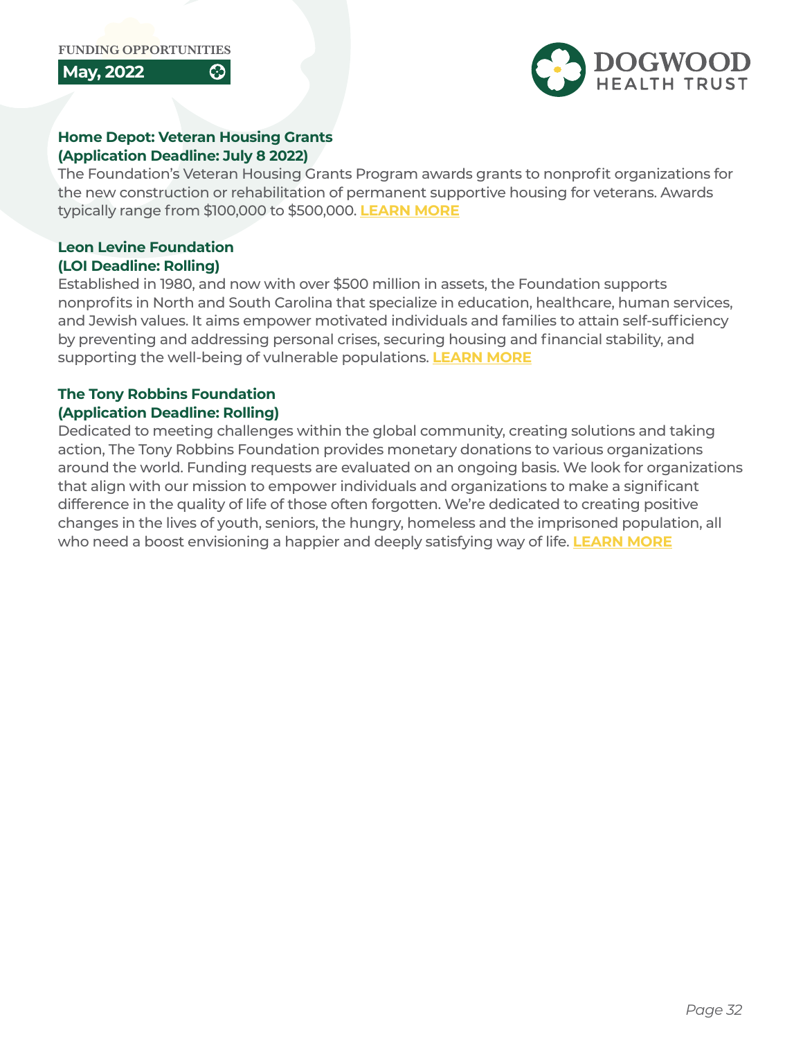**Home Depot: Veteran Housing Grants**
**(Application Deadline: July 8 2022)**

The Foundation's Veteran Housing Grants Program awards grants to nonprofit organizations for the new construction or rehabilitation of permanent supportive housing for veterans. Awards typically range from $100,000 to $500,000. **LEARN MORE**

**Leon Levine Foundation**
**(LOI Deadline: Rolling)**

Established in 1980, and now with over $500 million in assets, the Foundation supports nonprofits in North and South Carolina that specialize in education, healthcare, human services, and Jewish values. It aims empower motivated individuals and families to attain self-sufficiency by preventing and addressing personal crises, securing housing and financial stability, and supporting the well-being of vulnerable populations. **LEARN MORE**

**The Tony Robbins Foundation**
**(Application Deadline: Rolling)**

Dedicated to meeting challenges within the global community, creating solutions and taking action, The Tony Robbins Foundation provides monetary donations to various organizations around the world. Funding requests are evaluated on an ongoing basis. We look for organizations that align with our mission to empower individuals and organizations to make a significant difference in the quality of life of those often forgotten. We're dedicated to creating positive changes in the lives of youth, seniors, the hungry, homeless and the imprisoned population, all who need a boost envisioning a happier and deeply satisfying way of life. **LEARN MORE**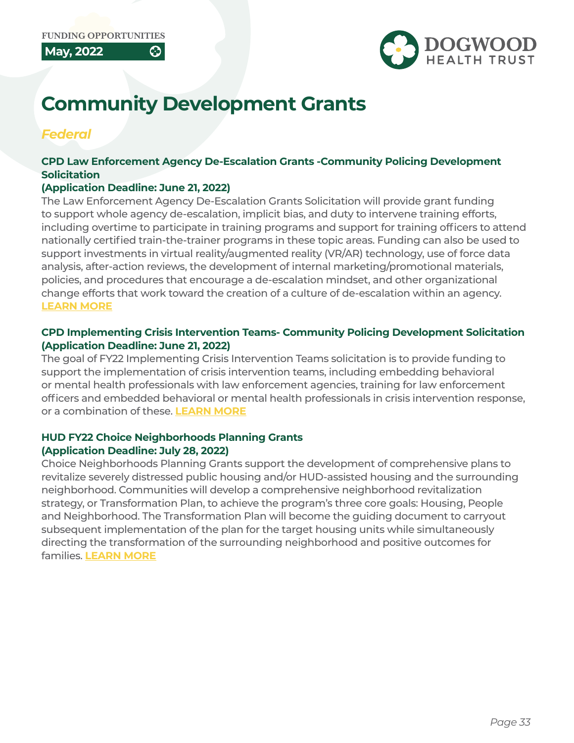# Community Development Grants

## *Federal*

### CPD Law Enforcement Agency De-Escalation Grants -Community Policing Development Solicitation
**(Application Deadline: June 21, 2022)**

The Law Enforcement Agency De-Escalation Grants Solicitation will provide grant funding to support whole agency de-escalation, implicit bias, and duty to intervene training efforts, including overtime to participate in training programs and support for training officers to attend nationally certified train-the-trainer programs in these topic areas. Funding can also be used to support investments in virtual reality/augmented reality (VR/AR) technology, use of force data analysis, after-action reviews, the development of internal marketing/promotional materials, policies, and procedures that encourage a de-escalation mindset, and other organizational change efforts that work toward the creation of a culture of de-escalation within an agency. **LEARN MORE**

### CPD Implementing Crisis Intervention Teams- Community Policing Development Solicitation
**(Application Deadline: June 21, 2022)**

The goal of FY22 Implementing Crisis Intervention Teams solicitation is to provide funding to support the implementation of crisis intervention teams, including embedding behavioral or mental health professionals with law enforcement agencies, training for law enforcement officers and embedded behavioral or mental health professionals in crisis intervention response, or a combination of these. **LEARN MORE**

### HUD FY22 Choice Neighborhoods Planning Grants
**(Application Deadline: July 28, 2022)**

Choice Neighborhoods Planning Grants support the development of comprehensive plans to revitalize severely distressed public housing and/or HUD-assisted housing and the surrounding neighborhood. Communities will develop a comprehensive neighborhood revitalization strategy, or Transformation Plan, to achieve the program's three core goals: Housing, People and Neighborhood. The Transformation Plan will become the guiding document to carryout subsequent implementation of the plan for the target housing units while simultaneously directing the transformation of the surrounding neighborhood and positive outcomes for families. **LEARN MORE**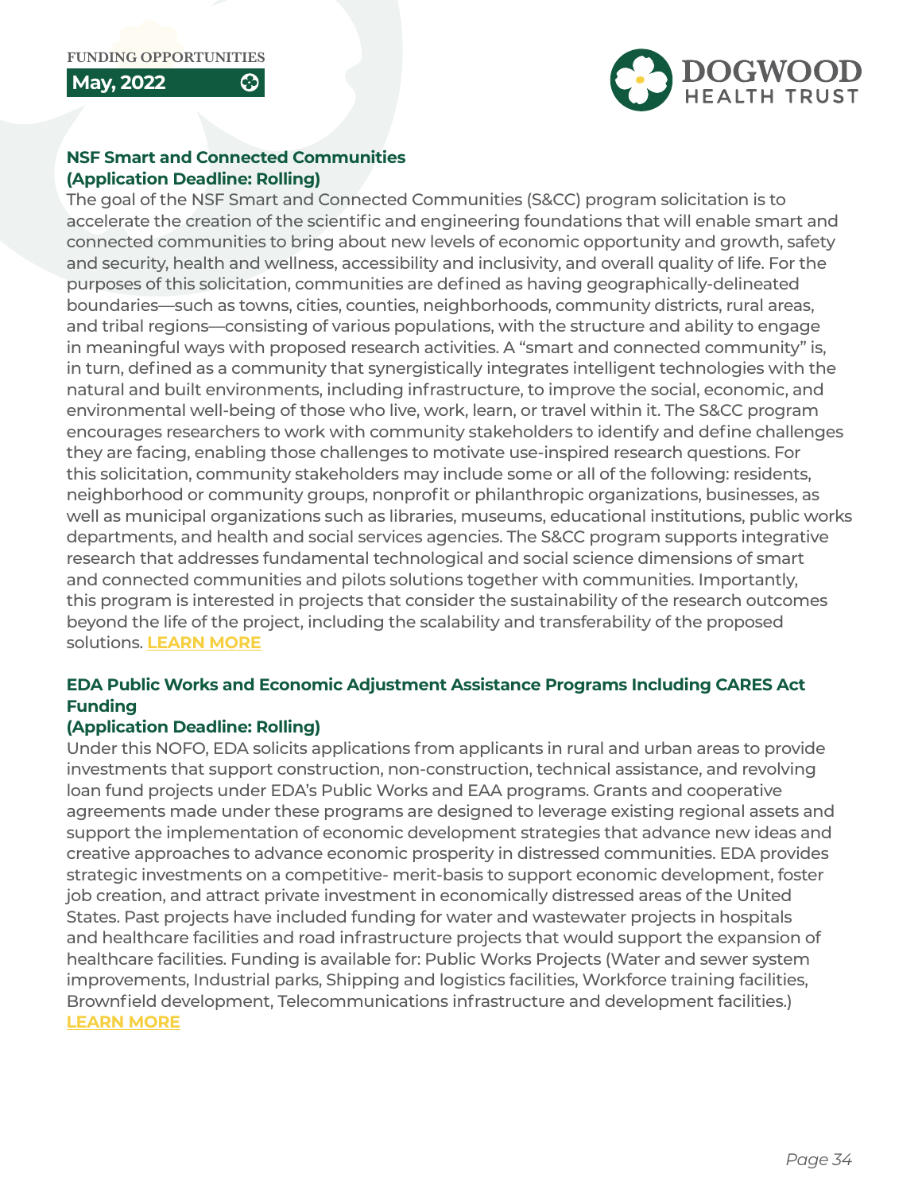### NSF Smart and Connected Communities (Application Deadline: Rolling)

The goal of the NSF Smart and Connected Communities (S&CC) program solicitation is to accelerate the creation of the scientific and engineering foundations that will enable smart and connected communities to bring about new levels of economic opportunity and growth, safety and security, health and wellness, accessibility and inclusivity, and overall quality of life. For the purposes of this solicitation, communities are defined as having geographically-delineated boundaries—such as towns, cities, counties, neighborhoods, community districts, rural areas, and tribal regions—consisting of various populations, with the structure and ability to engage in meaningful ways with proposed research activities. A "smart and connected community" is, in turn, defined as a community that synergistically integrates intelligent technologies with the natural and built environments, including infrastructure, to improve the social, economic, and environmental well-being of those who live, work, learn, or travel within it. The S&CC program encourages researchers to work with community stakeholders to identify and define challenges they are facing, enabling those challenges to motivate use-inspired research questions. For this solicitation, community stakeholders may include some or all of the following: residents, neighborhood or community groups, nonprofit or philanthropic organizations, businesses, as well as municipal organizations such as libraries, museums, educational institutions, public works departments, and health and social services agencies. The S&CC program supports integrative research that addresses fundamental technological and social science dimensions of smart and connected communities and pilots solutions together with communities. Importantly, this program is interested in projects that consider the sustainability of the research outcomes beyond the life of the project, including the scalability and transferability of the proposed solutions. **LEARN MORE**

### EDA Public Works and Economic Adjustment Assistance Programs Including CARES Act Funding (Application Deadline: Rolling)

Under this NOFO, EDA solicits applications from applicants in rural and urban areas to provide investments that support construction, non-construction, technical assistance, and revolving loan fund projects under EDA's Public Works and EAA programs. Grants and cooperative agreements made under these programs are designed to leverage existing regional assets and support the implementation of economic development strategies that advance new ideas and creative approaches to advance economic prosperity in distressed communities. EDA provides strategic investments on a competitive- merit-basis to support economic development, foster job creation, and attract private investment in economically distressed areas of the United States. Past projects have included funding for water and wastewater projects in hospitals and healthcare facilities and road infrastructure projects that would support the expansion of healthcare facilities. Funding is available for: Public Works Projects (Water and sewer system improvements, Industrial parks, Shipping and logistics facilities, Workforce training facilities, Brownfield development, Telecommunications infrastructure and development facilities.) **LEARN MORE**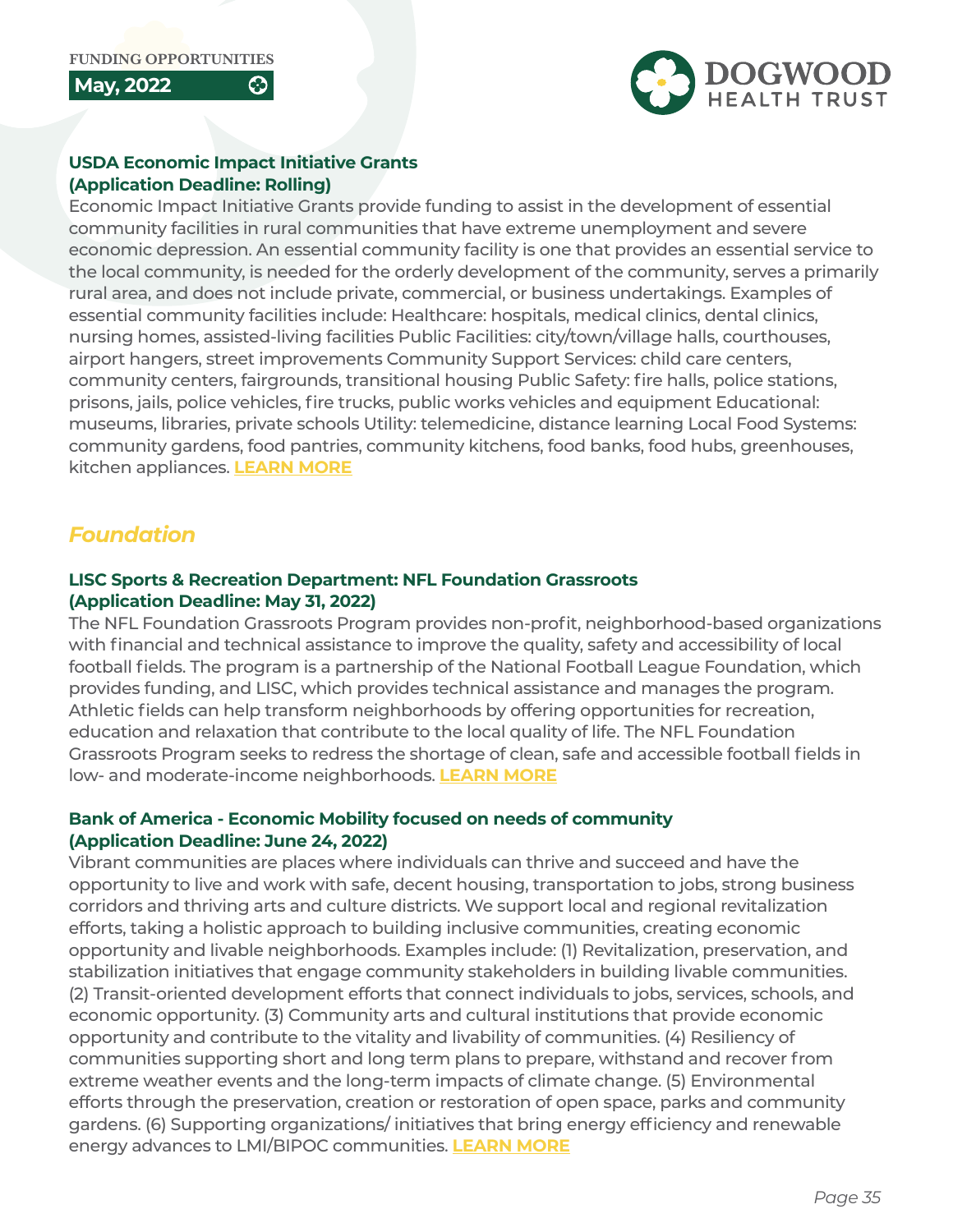**USDA Economic Impact Initiative Grants**
**(Application Deadline: Rolling)**

Economic Impact Initiative Grants provide funding to assist in the development of essential community facilities in rural communities that have extreme unemployment and severe economic depression. An essential community facility is one that provides an essential service to the local community, is needed for the orderly development of the community, serves a primarily rural area, and does not include private, commercial, or business undertakings. Examples of essential community facilities include: Healthcare: hospitals, medical clinics, dental clinics, nursing homes, assisted-living facilities Public Facilities: city/town/village halls, courthouses, airport hangers, street improvements Community Support Services: child care centers, community centers, fairgrounds, transitional housing Public Safety: fire halls, police stations, prisons, jails, police vehicles, fire trucks, public works vehicles and equipment Educational: museums, libraries, private schools Utility: telemedicine, distance learning Local Food Systems: community gardens, food pantries, community kitchens, food banks, food hubs, greenhouses, kitchen appliances. **LEARN MORE**

## *Foundation*

**LISC Sports & Recreation Department: NFL Foundation Grassroots**
**(Application Deadline: May 31, 2022)**

The NFL Foundation Grassroots Program provides non-profit, neighborhood-based organizations with financial and technical assistance to improve the quality, safety and accessibility of local football fields. The program is a partnership of the National Football League Foundation, which provides funding, and LISC, which provides technical assistance and manages the program. Athletic fields can help transform neighborhoods by offering opportunities for recreation, education and relaxation that contribute to the local quality of life. The NFL Foundation Grassroots Program seeks to redress the shortage of clean, safe and accessible football fields in low- and moderate-income neighborhoods. **LEARN MORE**

**Bank of America - Economic Mobility focused on needs of community**
**(Application Deadline: June 24, 2022)**

Vibrant communities are places where individuals can thrive and succeed and have the opportunity to live and work with safe, decent housing, transportation to jobs, strong business corridors and thriving arts and culture districts. We support local and regional revitalization efforts, taking a holistic approach to building inclusive communities, creating economic opportunity and livable neighborhoods. Examples include: (1) Revitalization, preservation, and stabilization initiatives that engage community stakeholders in building livable communities. (2) Transit-oriented development efforts that connect individuals to jobs, services, schools, and economic opportunity. (3) Community arts and cultural institutions that provide economic opportunity and contribute to the vitality and livability of communities. (4) Resiliency of communities supporting short and long term plans to prepare, withstand and recover from extreme weather events and the long-term impacts of climate change. (5) Environmental efforts through the preservation, creation or restoration of open space, parks and community gardens. (6) Supporting organizations/ initiatives that bring energy efficiency and renewable energy advances to LMI/BIPOC communities. **LEARN MORE**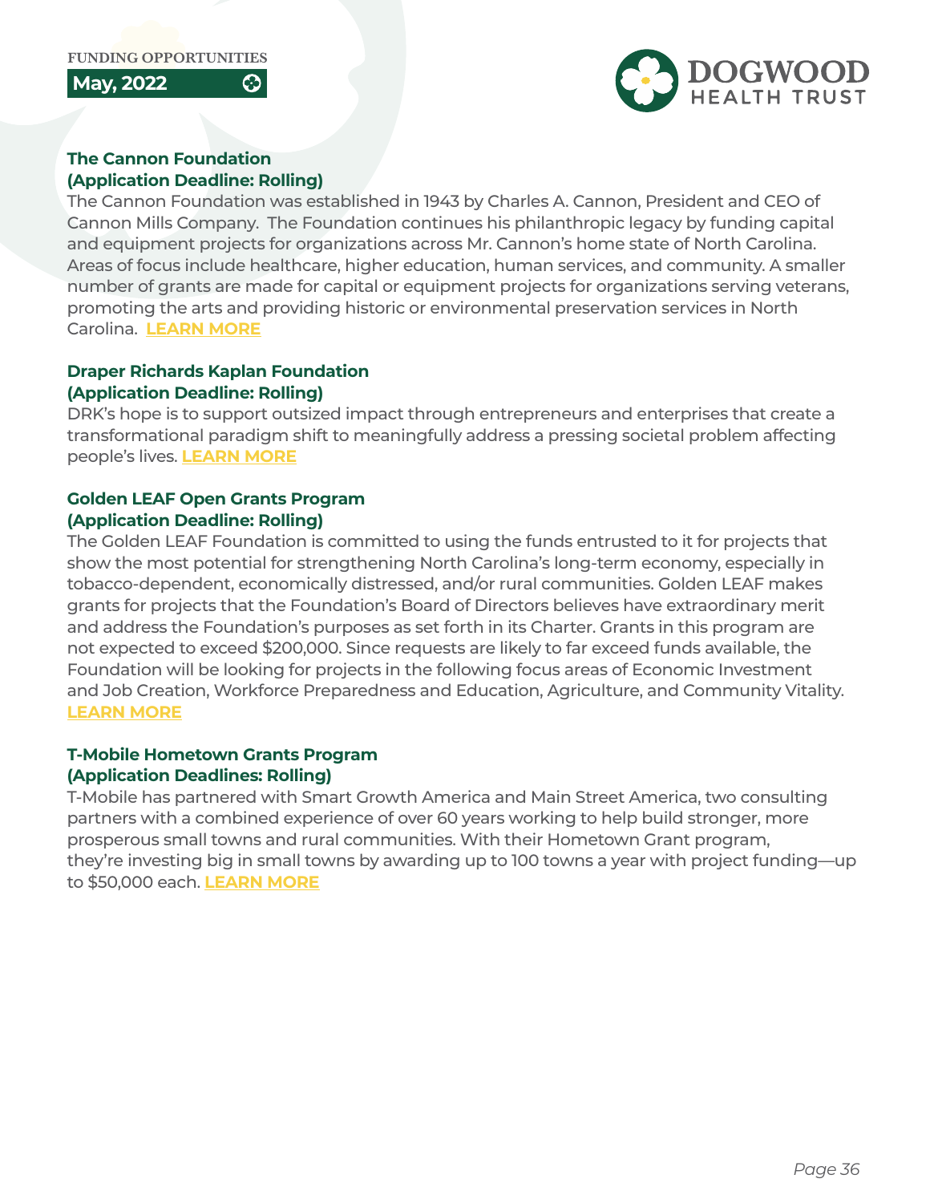### The Cannon Foundation
### (Application Deadline: Rolling)

The Cannon Foundation was established in 1943 by Charles A. Cannon, President and CEO of Cannon Mills Company. The Foundation continues his philanthropic legacy by funding capital and equipment projects for organizations across Mr. Cannon's home state of North Carolina. Areas of focus include healthcare, higher education, human services, and community. A smaller number of grants are made for capital or equipment projects for organizations serving veterans, promoting the arts and providing historic or environmental preservation services in North Carolina. **LEARN MORE**

### Draper Richards Kaplan Foundation
### (Application Deadline: Rolling)

DRK's hope is to support outsized impact through entrepreneurs and enterprises that create a transformational paradigm shift to meaningfully address a pressing societal problem affecting people's lives. **LEARN MORE**

### Golden LEAF Open Grants Program
### (Application Deadline: Rolling)

The Golden LEAF Foundation is committed to using the funds entrusted to it for projects that show the most potential for strengthening North Carolina's long-term economy, especially in tobacco-dependent, economically distressed, and/or rural communities. Golden LEAF makes grants for projects that the Foundation's Board of Directors believes have extraordinary merit and address the Foundation's purposes as set forth in its Charter. Grants in this program are not expected to exceed $200,000. Since requests are likely to far exceed funds available, the Foundation will be looking for projects in the following focus areas of Economic Investment and Job Creation, Workforce Preparedness and Education, Agriculture, and Community Vitality. **LEARN MORE**

### T-Mobile Hometown Grants Program
### (Application Deadlines: Rolling)

T-Mobile has partnered with Smart Growth America and Main Street America, two consulting partners with a combined experience of over 60 years working to help build stronger, more prosperous small towns and rural communities. With their Hometown Grant program, they're investing big in small towns by awarding up to 100 towns a year with project funding—up to $50,000 each. **LEARN MORE**